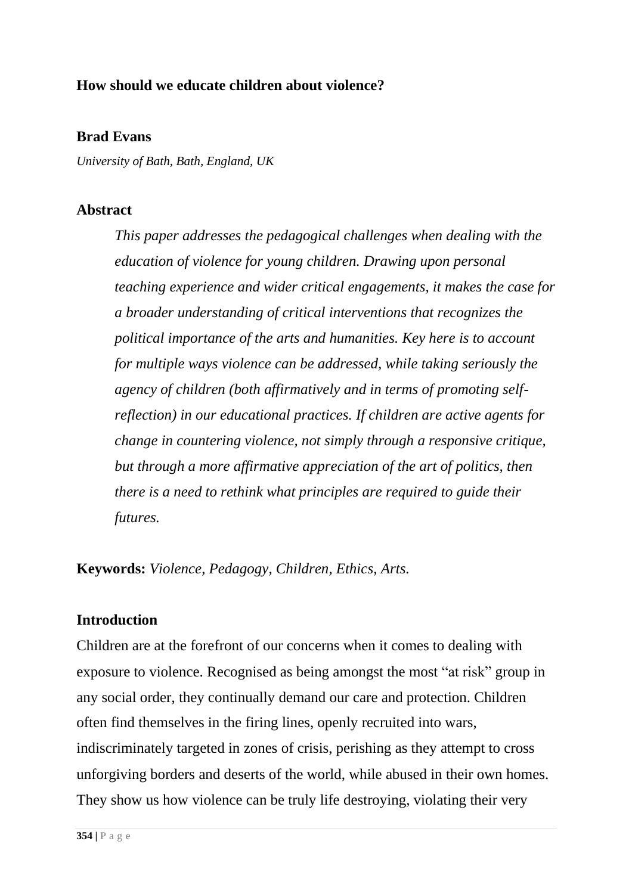# How should we educate children about violence?

**Brad Evans**

*University of Bath, Bath, England, UK*

## Abstract

> *This paper addresses the pedagogical challenges when dealing with the education of violence for young children. Drawing upon personal teaching experience and wider critical engagements, it makes the case for a broader understanding of critical interventions that recognizes the political importance of the arts and humanities. Key here is to account for multiple ways violence can be addressed, while taking seriously the agency of children (both affirmatively and in terms of promoting self-reflection) in our educational practices. If children are active agents for change in countering violence, not simply through a responsive critique, but through a more affirmative appreciation of the art of politics, then there is a need to rethink what principles are required to guide their futures.*

**Keywords:** *Violence, Pedagogy, Children, Ethics, Arts.*

## Introduction

Children are at the forefront of our concerns when it comes to dealing with exposure to violence. Recognised as being amongst the most "at risk" group in any social order, they continually demand our care and protection. Children often find themselves in the firing lines, openly recruited into wars, indiscriminately targeted in zones of crisis, perishing as they attempt to cross unforgiving borders and deserts of the world, while abused in their own homes. They show us how violence can be truly life destroying, violating their very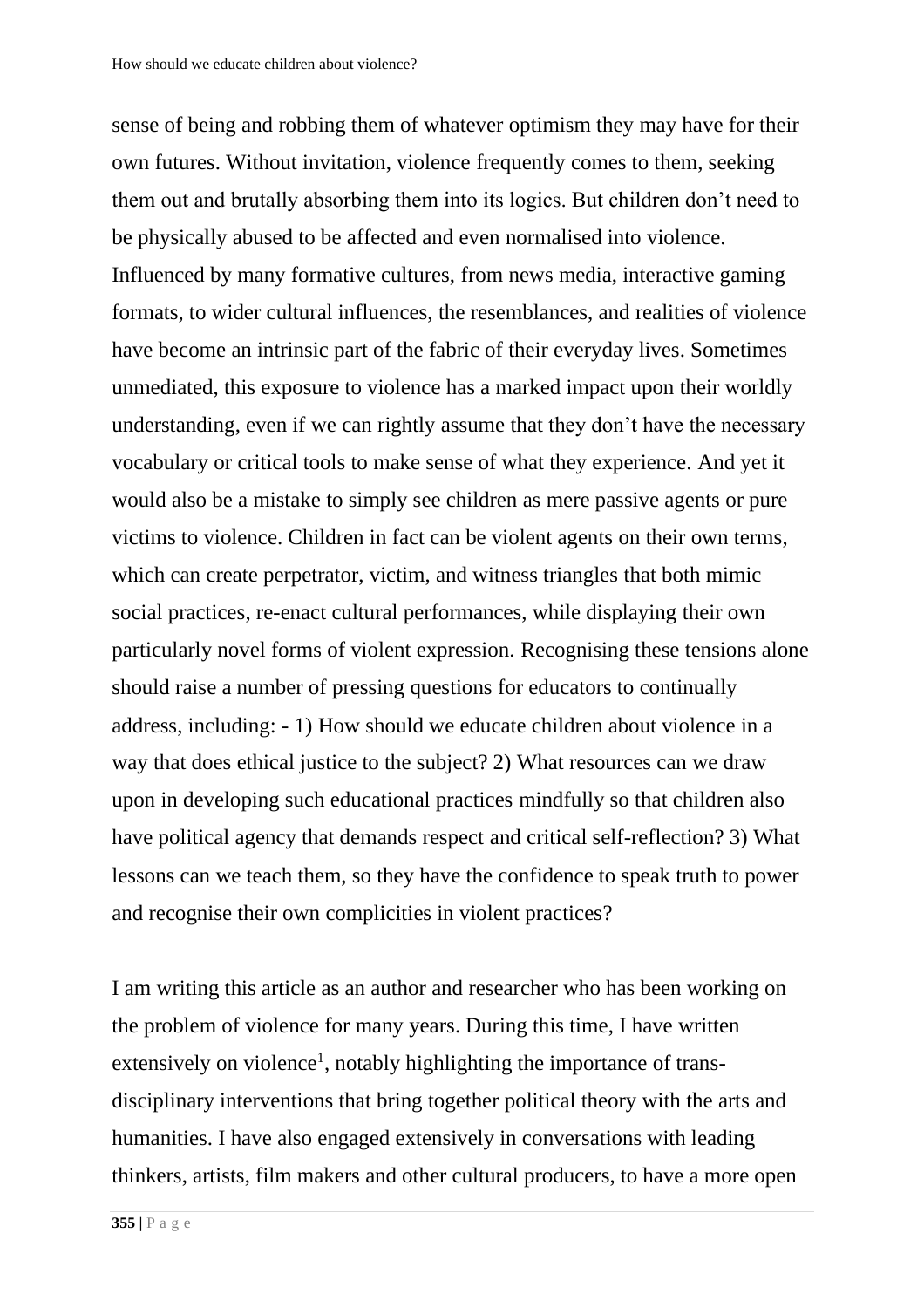sense of being and robbing them of whatever optimism they may have for their own futures. Without invitation, violence frequently comes to them, seeking them out and brutally absorbing them into its logics. But children don't need to be physically abused to be affected and even normalised into violence. Influenced by many formative cultures, from news media, interactive gaming formats, to wider cultural influences, the resemblances, and realities of violence have become an intrinsic part of the fabric of their everyday lives. Sometimes unmediated, this exposure to violence has a marked impact upon their worldly understanding, even if we can rightly assume that they don't have the necessary vocabulary or critical tools to make sense of what they experience. And yet it would also be a mistake to simply see children as mere passive agents or pure victims to violence. Children in fact can be violent agents on their own terms, which can create perpetrator, victim, and witness triangles that both mimic social practices, re-enact cultural performances, while displaying their own particularly novel forms of violent expression. Recognising these tensions alone should raise a number of pressing questions for educators to continually address, including: - 1) How should we educate children about violence in a way that does ethical justice to the subject? 2) What resources can we draw upon in developing such educational practices mindfully so that children also have political agency that demands respect and critical self-reflection? 3) What lessons can we teach them, so they have the confidence to speak truth to power and recognise their own complicities in violent practices?

I am writing this article as an author and researcher who has been working on the problem of violence for many years. During this time, I have written extensively on violence[1], notably highlighting the importance of trans-disciplinary interventions that bring together political theory with the arts and humanities. I have also engaged extensively in conversations with leading thinkers, artists, film makers and other cultural producers, to have a more open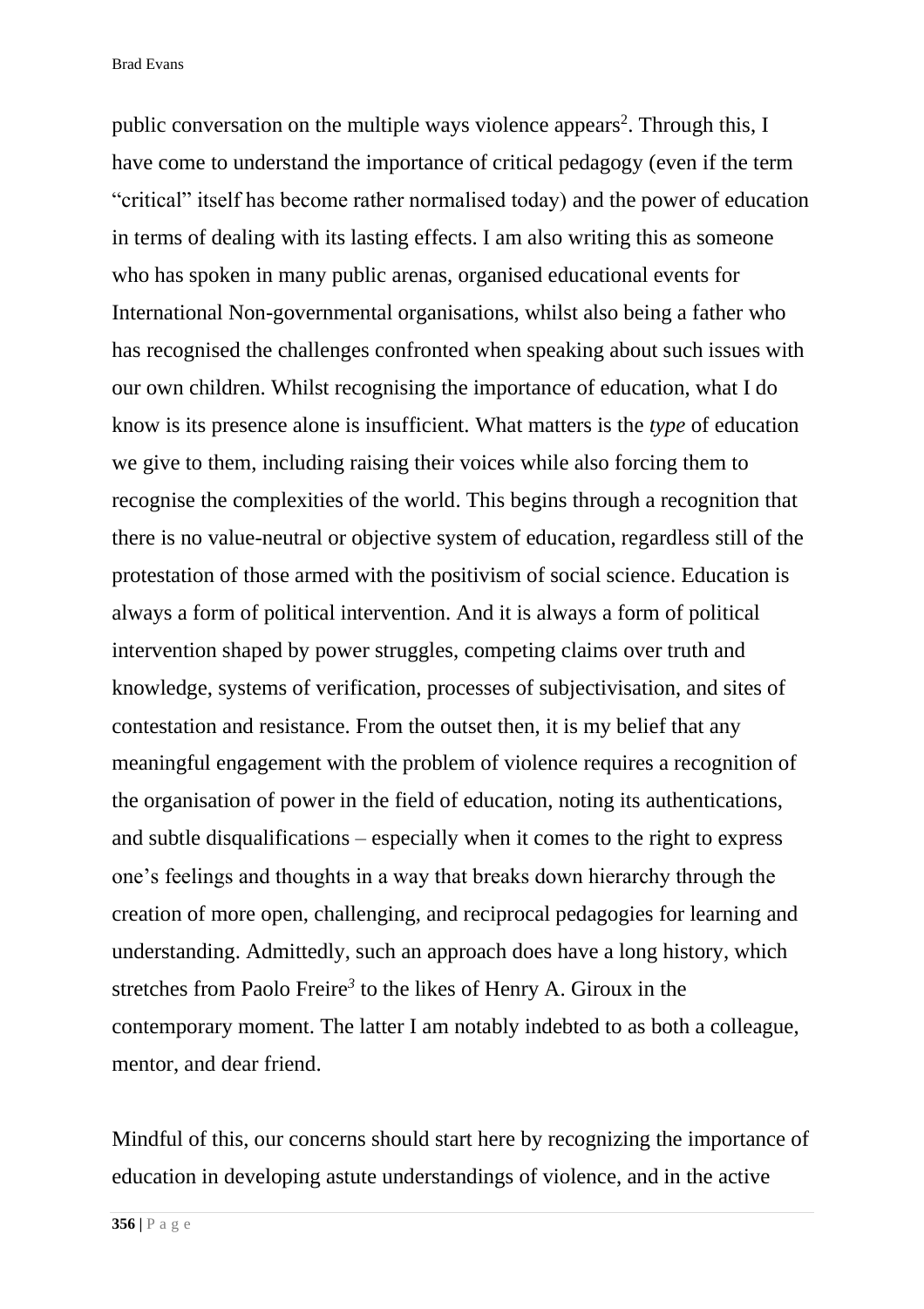public conversation on the multiple ways violence appears[2]. Through this, I have come to understand the importance of critical pedagogy (even if the term "critical" itself has become rather normalised today) and the power of education in terms of dealing with its lasting effects. I am also writing this as someone who has spoken in many public arenas, organised educational events for International Non-governmental organisations, whilst also being a father who has recognised the challenges confronted when speaking about such issues with our own children. Whilst recognising the importance of education, what I do know is its presence alone is insufficient. What matters is the *type* of education we give to them, including raising their voices while also forcing them to recognise the complexities of the world. This begins through a recognition that there is no value-neutral or objective system of education, regardless still of the protestation of those armed with the positivism of social science. Education is always a form of political intervention. And it is always a form of political intervention shaped by power struggles, competing claims over truth and knowledge, systems of verification, processes of subjectivisation, and sites of contestation and resistance. From the outset then, it is my belief that any meaningful engagement with the problem of violence requires a recognition of the organisation of power in the field of education, noting its authentications, and subtle disqualifications – especially when it comes to the right to express one's feelings and thoughts in a way that breaks down hierarchy through the creation of more open, challenging, and reciprocal pedagogies for learning and understanding. Admittedly, such an approach does have a long history, which stretches from Paolo Freire[3] to the likes of Henry A. Giroux in the contemporary moment. The latter I am notably indebted to as both a colleague, mentor, and dear friend.

Mindful of this, our concerns should start here by recognizing the importance of education in developing astute understandings of violence, and in the active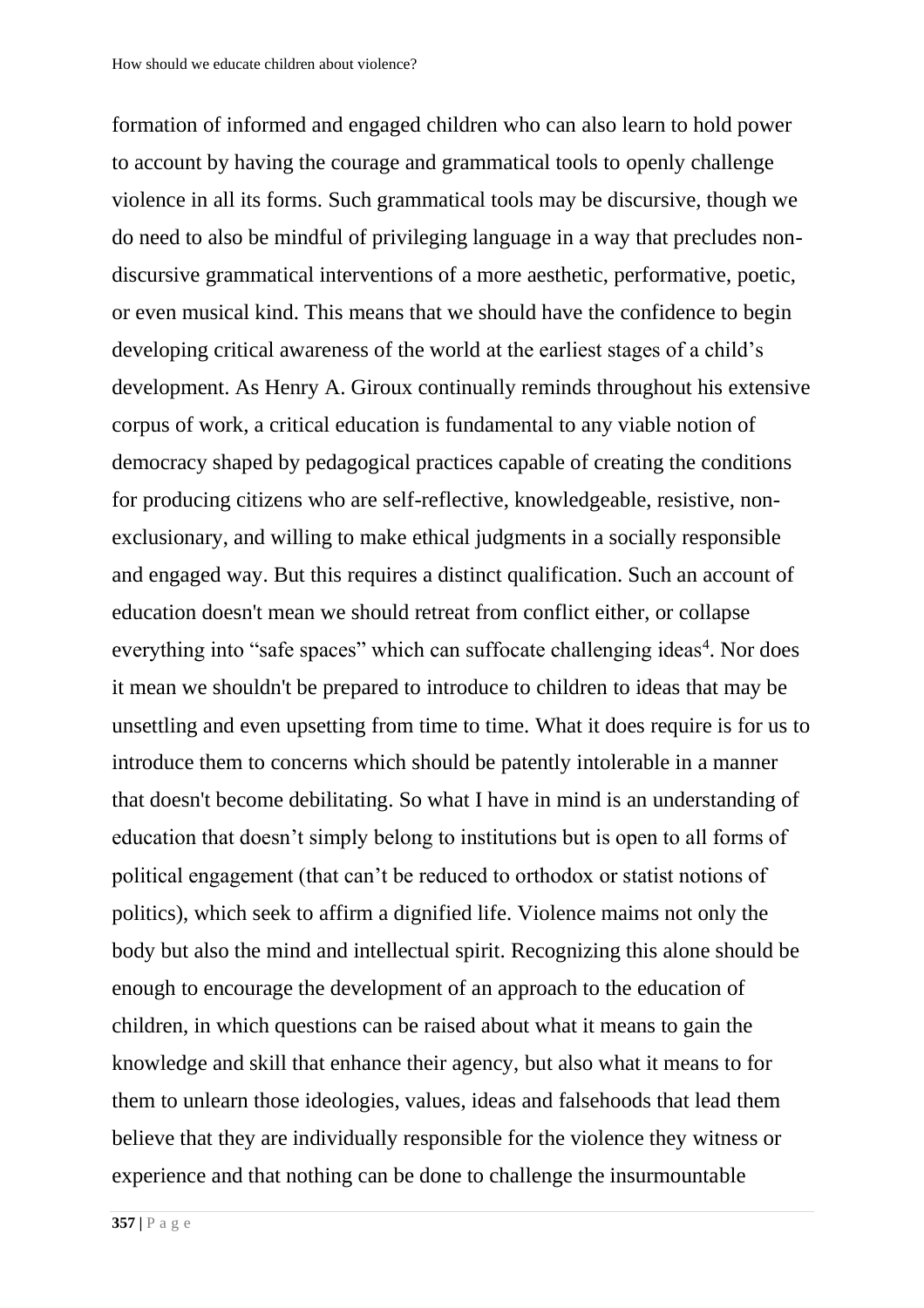formation of informed and engaged children who can also learn to hold power to account by having the courage and grammatical tools to openly challenge violence in all its forms. Such grammatical tools may be discursive, though we do need to also be mindful of privileging language in a way that precludes non-discursive grammatical interventions of a more aesthetic, performative, poetic, or even musical kind. This means that we should have the confidence to begin developing critical awareness of the world at the earliest stages of a child's development. As Henry A. Giroux continually reminds throughout his extensive corpus of work, a critical education is fundamental to any viable notion of democracy shaped by pedagogical practices capable of creating the conditions for producing citizens who are self-reflective, knowledgeable, resistive, non-exclusionary, and willing to make ethical judgments in a socially responsible and engaged way. But this requires a distinct qualification. Such an account of education doesn't mean we should retreat from conflict either, or collapse everything into "safe spaces" which can suffocate challenging ideas[4]. Nor does it mean we shouldn't be prepared to introduce to children to ideas that may be unsettling and even upsetting from time to time. What it does require is for us to introduce them to concerns which should be patently intolerable in a manner that doesn't become debilitating. So what I have in mind is an understanding of education that doesn't simply belong to institutions but is open to all forms of political engagement (that can't be reduced to orthodox or statist notions of politics), which seek to affirm a dignified life. Violence maims not only the body but also the mind and intellectual spirit. Recognizing this alone should be enough to encourage the development of an approach to the education of children, in which questions can be raised about what it means to gain the knowledge and skill that enhance their agency, but also what it means to for them to unlearn those ideologies, values, ideas and falsehoods that lead them believe that they are individually responsible for the violence they witness or experience and that nothing can be done to challenge the insurmountable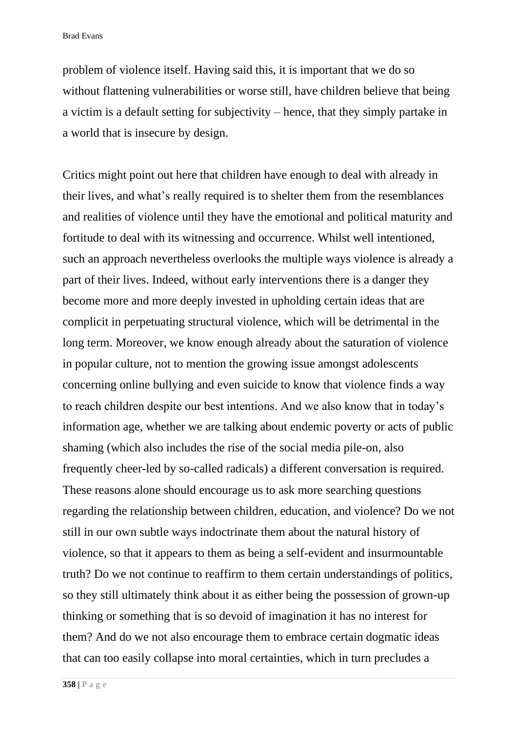problem of violence itself. Having said this, it is important that we do so without flattening vulnerabilities or worse still, have children believe that being a victim is a default setting for subjectivity – hence, that they simply partake in a world that is insecure by design.

Critics might point out here that children have enough to deal with already in their lives, and what's really required is to shelter them from the resemblances and realities of violence until they have the emotional and political maturity and fortitude to deal with its witnessing and occurrence. Whilst well intentioned, such an approach nevertheless overlooks the multiple ways violence is already a part of their lives. Indeed, without early interventions there is a danger they become more and more deeply invested in upholding certain ideas that are complicit in perpetuating structural violence, which will be detrimental in the long term. Moreover, we know enough already about the saturation of violence in popular culture, not to mention the growing issue amongst adolescents concerning online bullying and even suicide to know that violence finds a way to reach children despite our best intentions. And we also know that in today's information age, whether we are talking about endemic poverty or acts of public shaming (which also includes the rise of the social media pile-on, also frequently cheer-led by so-called radicals) a different conversation is required. These reasons alone should encourage us to ask more searching questions regarding the relationship between children, education, and violence? Do we not still in our own subtle ways indoctrinate them about the natural history of violence, so that it appears to them as being a self-evident and insurmountable truth? Do we not continue to reaffirm to them certain understandings of politics, so they still ultimately think about it as either being the possession of grown-up thinking or something that is so devoid of imagination it has no interest for them? And do we not also encourage them to embrace certain dogmatic ideas that can too easily collapse into moral certainties, which in turn precludes a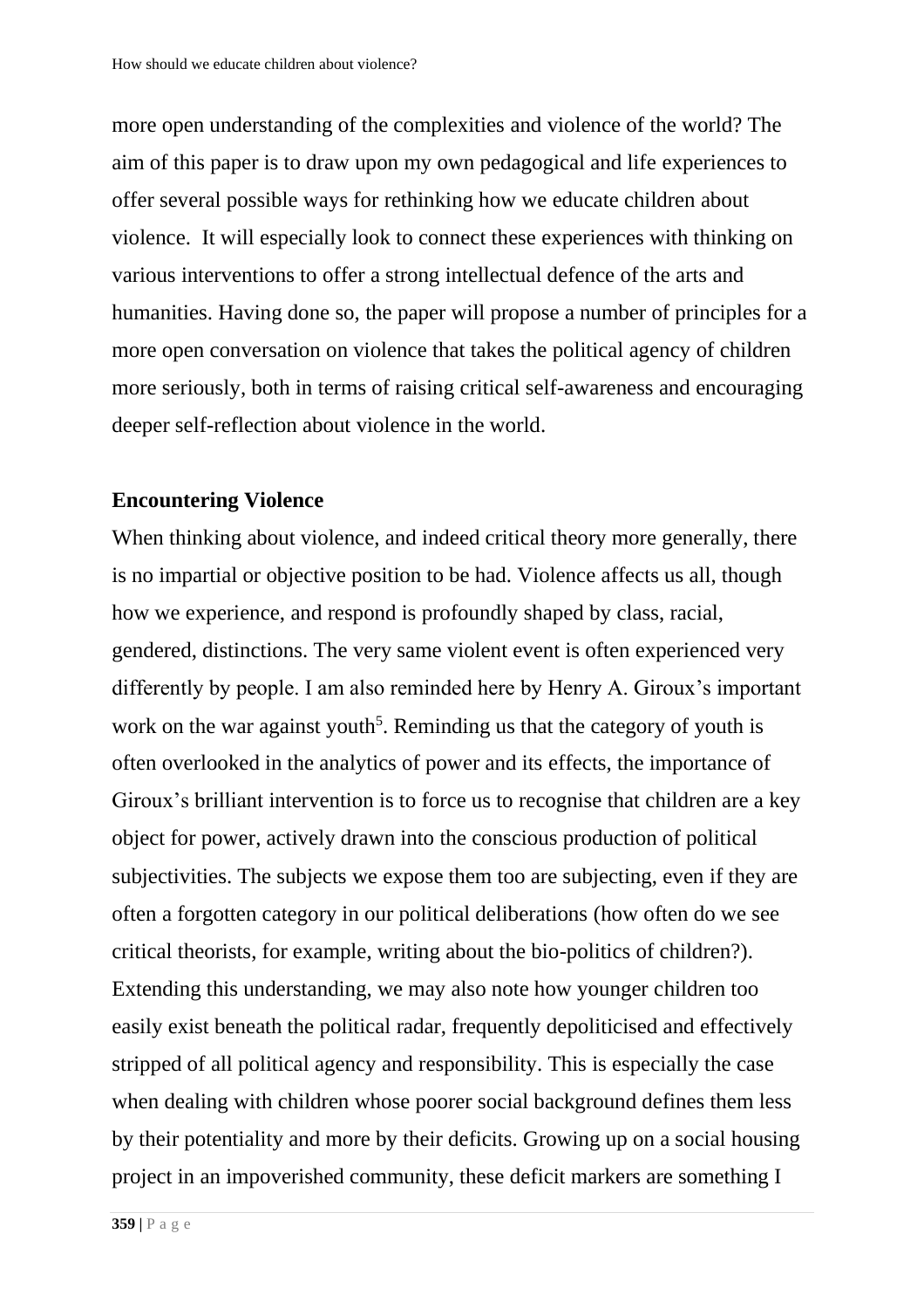more open understanding of the complexities and violence of the world? The aim of this paper is to draw upon my own pedagogical and life experiences to offer several possible ways for rethinking how we educate children about violence. It will especially look to connect these experiences with thinking on various interventions to offer a strong intellectual defence of the arts and humanities. Having done so, the paper will propose a number of principles for a more open conversation on violence that takes the political agency of children more seriously, both in terms of raising critical self-awareness and encouraging deeper self-reflection about violence in the world.

## Encountering Violence

When thinking about violence, and indeed critical theory more generally, there is no impartial or objective position to be had. Violence affects us all, though how we experience, and respond is profoundly shaped by class, racial, gendered, distinctions. The very same violent event is often experienced very differently by people. I am also reminded here by Henry A. Giroux's important work on the war against youth[5]. Reminding us that the category of youth is often overlooked in the analytics of power and its effects, the importance of Giroux's brilliant intervention is to force us to recognise that children are a key object for power, actively drawn into the conscious production of political subjectivities. The subjects we expose them too are subjecting, even if they are often a forgotten category in our political deliberations (how often do we see critical theorists, for example, writing about the bio-politics of children?). Extending this understanding, we may also note how younger children too easily exist beneath the political radar, frequently depoliticised and effectively stripped of all political agency and responsibility. This is especially the case when dealing with children whose poorer social background defines them less by their potentiality and more by their deficits. Growing up on a social housing project in an impoverished community, these deficit markers are something I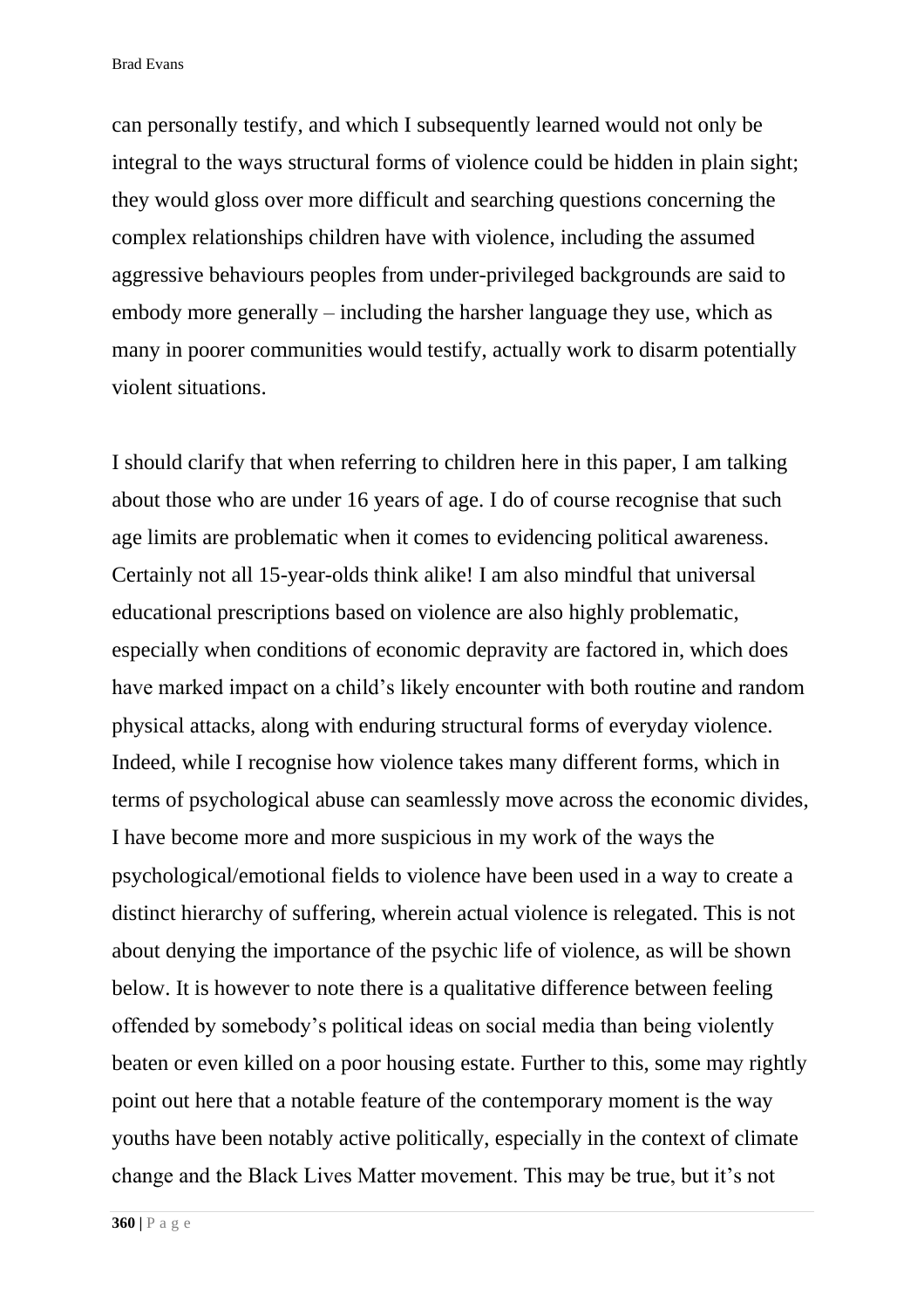can personally testify, and which I subsequently learned would not only be integral to the ways structural forms of violence could be hidden in plain sight; they would gloss over more difficult and searching questions concerning the complex relationships children have with violence, including the assumed aggressive behaviours peoples from under-privileged backgrounds are said to embody more generally – including the harsher language they use, which as many in poorer communities would testify, actually work to disarm potentially violent situations.

I should clarify that when referring to children here in this paper, I am talking about those who are under 16 years of age. I do of course recognise that such age limits are problematic when it comes to evidencing political awareness. Certainly not all 15-year-olds think alike! I am also mindful that universal educational prescriptions based on violence are also highly problematic, especially when conditions of economic depravity are factored in, which does have marked impact on a child's likely encounter with both routine and random physical attacks, along with enduring structural forms of everyday violence. Indeed, while I recognise how violence takes many different forms, which in terms of psychological abuse can seamlessly move across the economic divides, I have become more and more suspicious in my work of the ways the psychological/emotional fields to violence have been used in a way to create a distinct hierarchy of suffering, wherein actual violence is relegated. This is not about denying the importance of the psychic life of violence, as will be shown below. It is however to note there is a qualitative difference between feeling offended by somebody's political ideas on social media than being violently beaten or even killed on a poor housing estate. Further to this, some may rightly point out here that a notable feature of the contemporary moment is the way youths have been notably active politically, especially in the context of climate change and the Black Lives Matter movement. This may be true, but it's not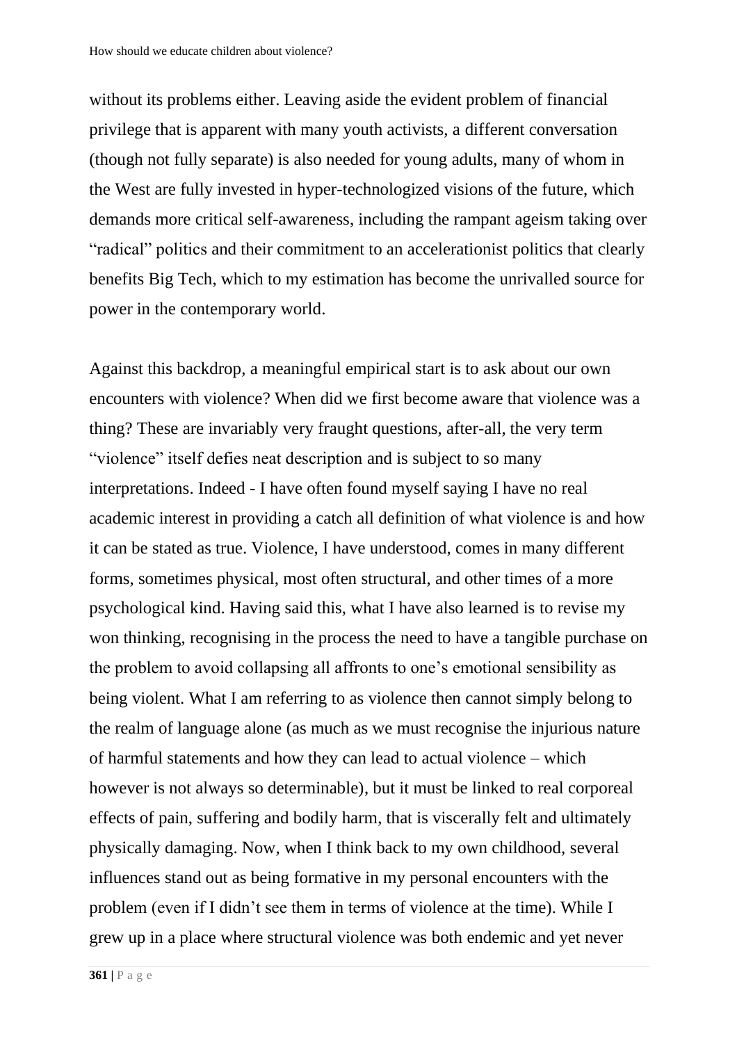without its problems either. Leaving aside the evident problem of financial privilege that is apparent with many youth activists, a different conversation (though not fully separate) is also needed for young adults, many of whom in the West are fully invested in hyper-technologized visions of the future, which demands more critical self-awareness, including the rampant ageism taking over "radical" politics and their commitment to an accelerationist politics that clearly benefits Big Tech, which to my estimation has become the unrivalled source for power in the contemporary world.

Against this backdrop, a meaningful empirical start is to ask about our own encounters with violence? When did we first become aware that violence was a thing? These are invariably very fraught questions, after-all, the very term "violence" itself defies neat description and is subject to so many interpretations. Indeed - I have often found myself saying I have no real academic interest in providing a catch all definition of what violence is and how it can be stated as true. Violence, I have understood, comes in many different forms, sometimes physical, most often structural, and other times of a more psychological kind. Having said this, what I have also learned is to revise my won thinking, recognising in the process the need to have a tangible purchase on the problem to avoid collapsing all affronts to one's emotional sensibility as being violent. What I am referring to as violence then cannot simply belong to the realm of language alone (as much as we must recognise the injurious nature of harmful statements and how they can lead to actual violence – which however is not always so determinable), but it must be linked to real corporeal effects of pain, suffering and bodily harm, that is viscerally felt and ultimately physically damaging. Now, when I think back to my own childhood, several influences stand out as being formative in my personal encounters with the problem (even if I didn't see them in terms of violence at the time). While I grew up in a place where structural violence was both endemic and yet never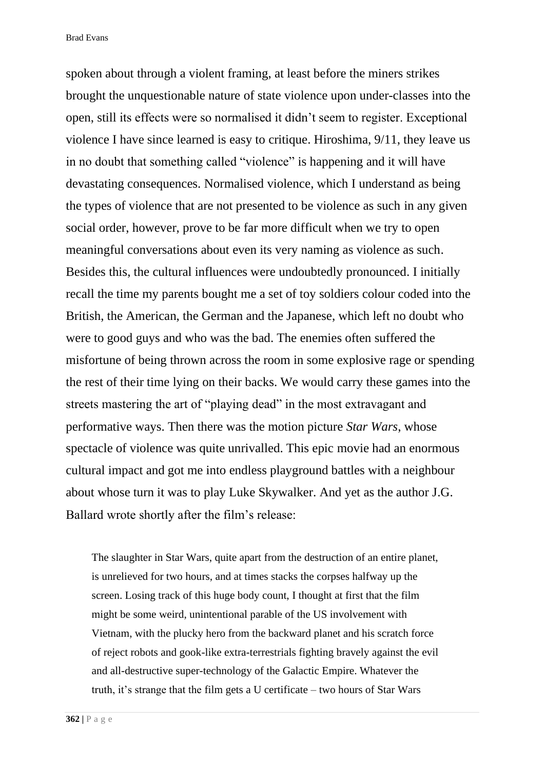spoken about through a violent framing, at least before the miners strikes brought the unquestionable nature of state violence upon under-classes into the open, still its effects were so normalised it didn't seem to register. Exceptional violence I have since learned is easy to critique. Hiroshima, 9/11, they leave us in no doubt that something called "violence" is happening and it will have devastating consequences. Normalised violence, which I understand as being the types of violence that are not presented to be violence as such in any given social order, however, prove to be far more difficult when we try to open meaningful conversations about even its very naming as violence as such. Besides this, the cultural influences were undoubtedly pronounced. I initially recall the time my parents bought me a set of toy soldiers colour coded into the British, the American, the German and the Japanese, which left no doubt who were to good guys and who was the bad. The enemies often suffered the misfortune of being thrown across the room in some explosive rage or spending the rest of their time lying on their backs. We would carry these games into the streets mastering the art of "playing dead" in the most extravagant and performative ways. Then there was the motion picture *Star Wars*, whose spectacle of violence was quite unrivalled. This epic movie had an enormous cultural impact and got me into endless playground battles with a neighbour about whose turn it was to play Luke Skywalker. And yet as the author J.G. Ballard wrote shortly after the film's release:

> The slaughter in Star Wars, quite apart from the destruction of an entire planet, is unrelieved for two hours, and at times stacks the corpses halfway up the screen. Losing track of this huge body count, I thought at first that the film might be some weird, unintentional parable of the US involvement with Vietnam, with the plucky hero from the backward planet and his scratch force of reject robots and gook-like extra-terrestrials fighting bravely against the evil and all-destructive super-technology of the Galactic Empire. Whatever the truth, it's strange that the film gets a U certificate – two hours of Star Wars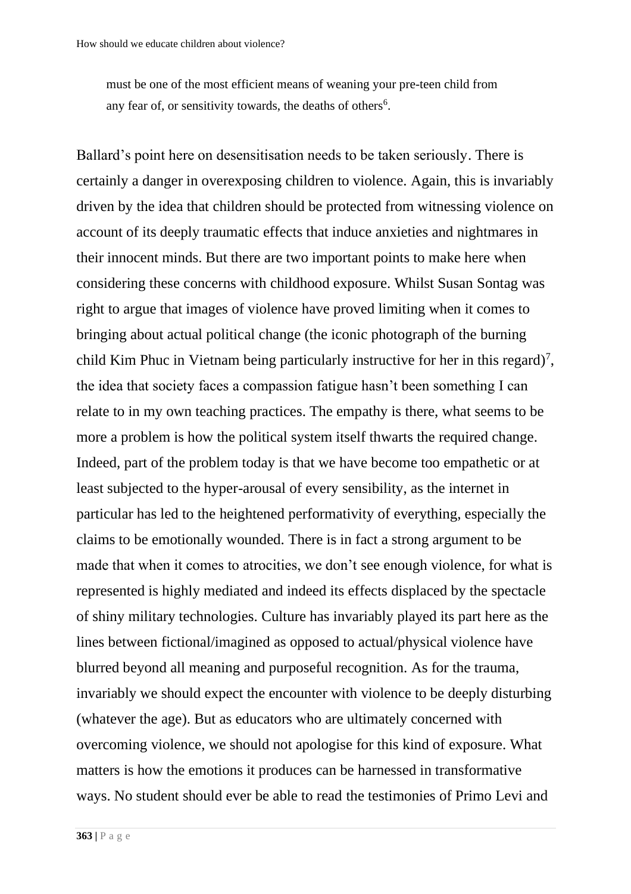must be one of the most efficient means of weaning your pre-teen child from any fear of, or sensitivity towards, the deaths of others[6].

Ballard's point here on desensitisation needs to be taken seriously. There is certainly a danger in overexposing children to violence. Again, this is invariably driven by the idea that children should be protected from witnessing violence on account of its deeply traumatic effects that induce anxieties and nightmares in their innocent minds. But there are two important points to make here when considering these concerns with childhood exposure. Whilst Susan Sontag was right to argue that images of violence have proved limiting when it comes to bringing about actual political change (the iconic photograph of the burning child Kim Phuc in Vietnam being particularly instructive for her in this regard)[7], the idea that society faces a compassion fatigue hasn't been something I can relate to in my own teaching practices. The empathy is there, what seems to be more a problem is how the political system itself thwarts the required change. Indeed, part of the problem today is that we have become too empathetic or at least subjected to the hyper-arousal of every sensibility, as the internet in particular has led to the heightened performativity of everything, especially the claims to be emotionally wounded. There is in fact a strong argument to be made that when it comes to atrocities, we don't see enough violence, for what is represented is highly mediated and indeed its effects displaced by the spectacle of shiny military technologies. Culture has invariably played its part here as the lines between fictional/imagined as opposed to actual/physical violence have blurred beyond all meaning and purposeful recognition. As for the trauma, invariably we should expect the encounter with violence to be deeply disturbing (whatever the age). But as educators who are ultimately concerned with overcoming violence, we should not apologise for this kind of exposure. What matters is how the emotions it produces can be harnessed in transformative ways. No student should ever be able to read the testimonies of Primo Levi and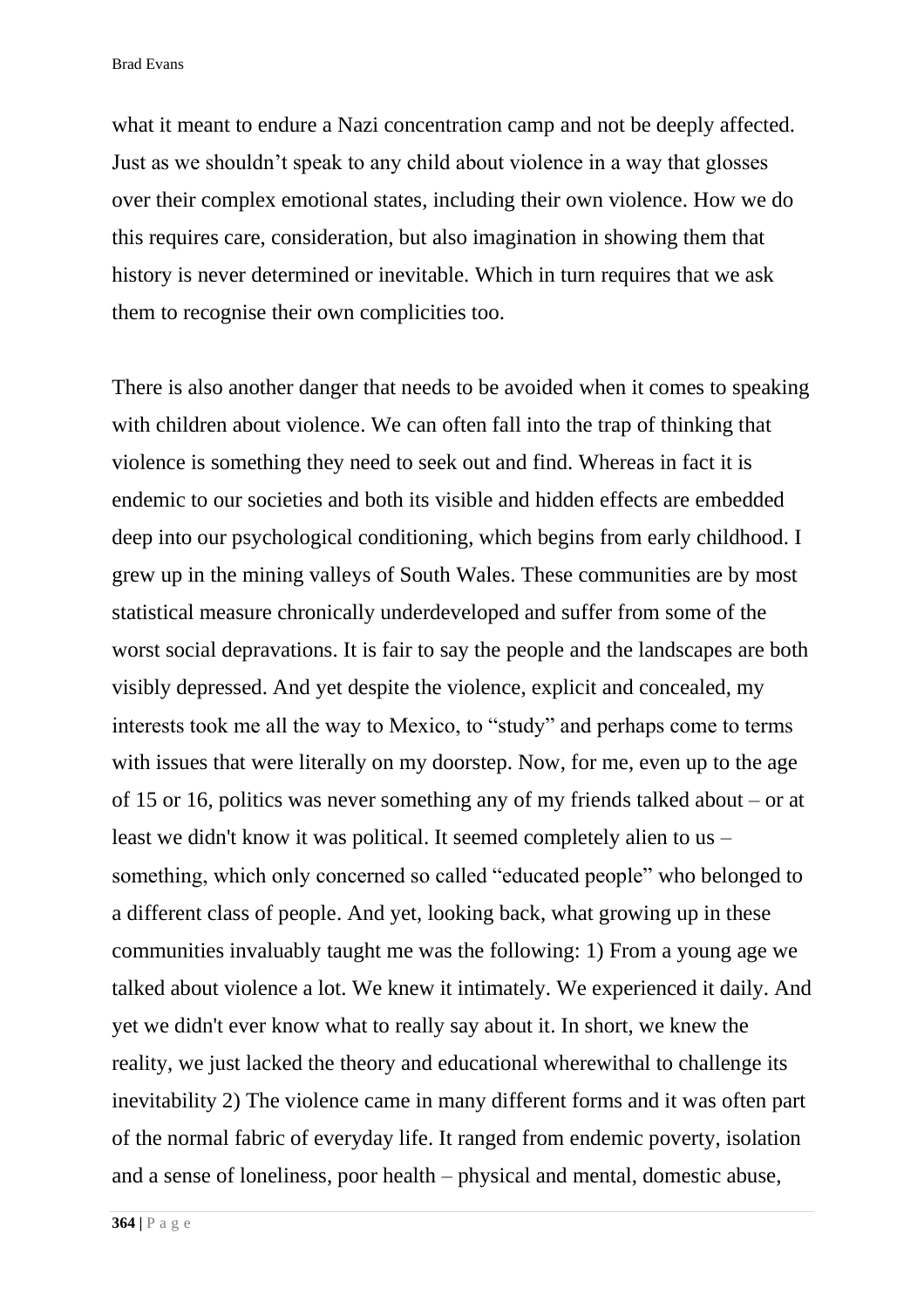what it meant to endure a Nazi concentration camp and not be deeply affected. Just as we shouldn't speak to any child about violence in a way that glosses over their complex emotional states, including their own violence. How we do this requires care, consideration, but also imagination in showing them that history is never determined or inevitable. Which in turn requires that we ask them to recognise their own complicities too.

There is also another danger that needs to be avoided when it comes to speaking with children about violence. We can often fall into the trap of thinking that violence is something they need to seek out and find. Whereas in fact it is endemic to our societies and both its visible and hidden effects are embedded deep into our psychological conditioning, which begins from early childhood. I grew up in the mining valleys of South Wales. These communities are by most statistical measure chronically underdeveloped and suffer from some of the worst social depravations. It is fair to say the people and the landscapes are both visibly depressed. And yet despite the violence, explicit and concealed, my interests took me all the way to Mexico, to "study" and perhaps come to terms with issues that were literally on my doorstep. Now, for me, even up to the age of 15 or 16, politics was never something any of my friends talked about – or at least we didn't know it was political. It seemed completely alien to us – something, which only concerned so called "educated people" who belonged to a different class of people. And yet, looking back, what growing up in these communities invaluably taught me was the following: 1) From a young age we talked about violence a lot. We knew it intimately. We experienced it daily. And yet we didn't ever know what to really say about it. In short, we knew the reality, we just lacked the theory and educational wherewithal to challenge its inevitability 2) The violence came in many different forms and it was often part of the normal fabric of everyday life. It ranged from endemic poverty, isolation and a sense of loneliness, poor health – physical and mental, domestic abuse,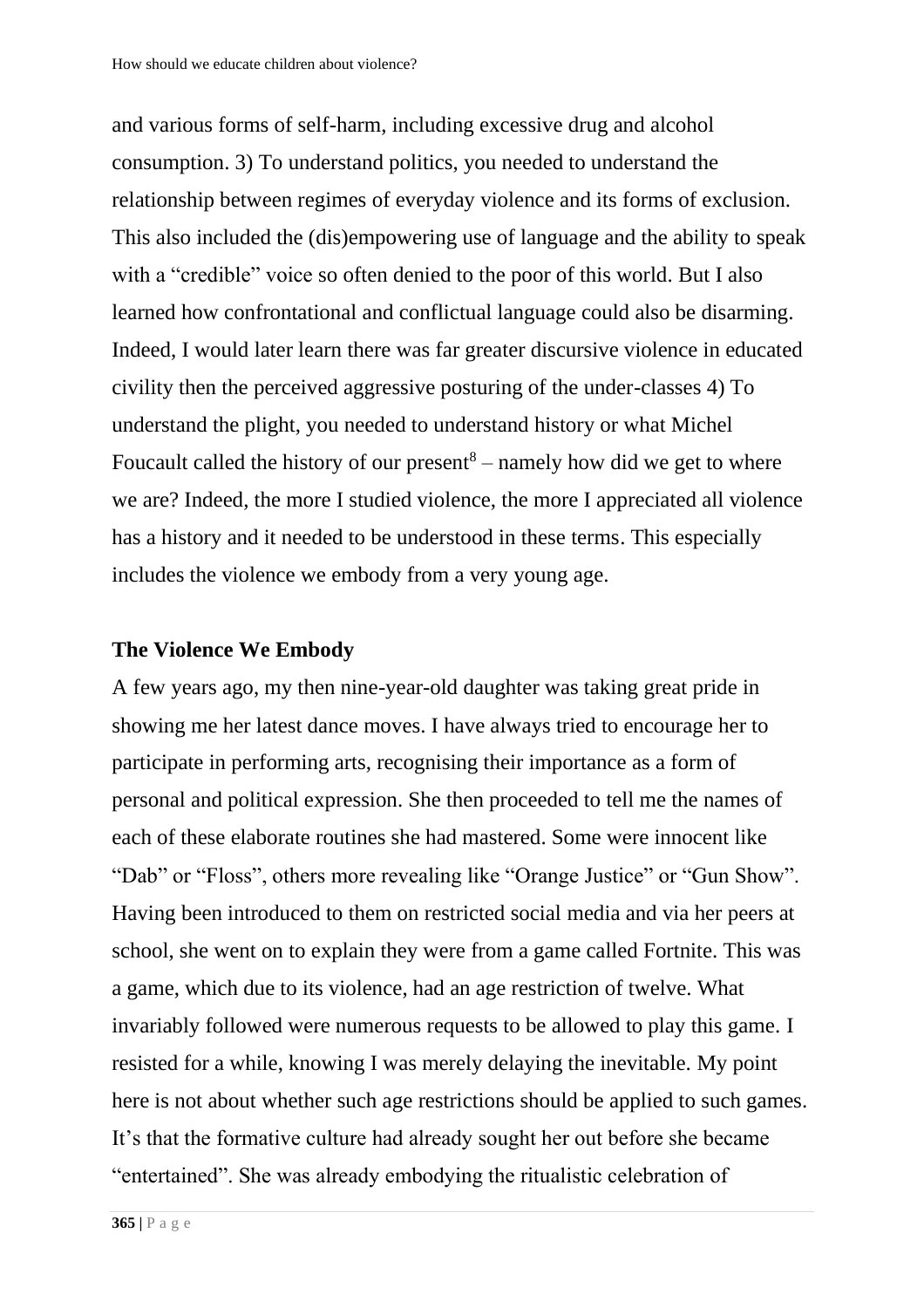and various forms of self-harm, including excessive drug and alcohol consumption. 3) To understand politics, you needed to understand the relationship between regimes of everyday violence and its forms of exclusion. This also included the (dis)empowering use of language and the ability to speak with a "credible" voice so often denied to the poor of this world. But I also learned how confrontational and conflictual language could also be disarming. Indeed, I would later learn there was far greater discursive violence in educated civility then the perceived aggressive posturing of the under-classes 4) To understand the plight, you needed to understand history or what Michel Foucault called the history of our present[8] – namely how did we get to where we are? Indeed, the more I studied violence, the more I appreciated all violence has a history and it needed to be understood in these terms. This especially includes the violence we embody from a very young age.

## The Violence We Embody

A few years ago, my then nine-year-old daughter was taking great pride in showing me her latest dance moves. I have always tried to encourage her to participate in performing arts, recognising their importance as a form of personal and political expression. She then proceeded to tell me the names of each of these elaborate routines she had mastered. Some were innocent like "Dab" or "Floss", others more revealing like "Orange Justice" or "Gun Show". Having been introduced to them on restricted social media and via her peers at school, she went on to explain they were from a game called Fortnite. This was a game, which due to its violence, had an age restriction of twelve. What invariably followed were numerous requests to be allowed to play this game. I resisted for a while, knowing I was merely delaying the inevitable. My point here is not about whether such age restrictions should be applied to such games. It's that the formative culture had already sought her out before she became "entertained". She was already embodying the ritualistic celebration of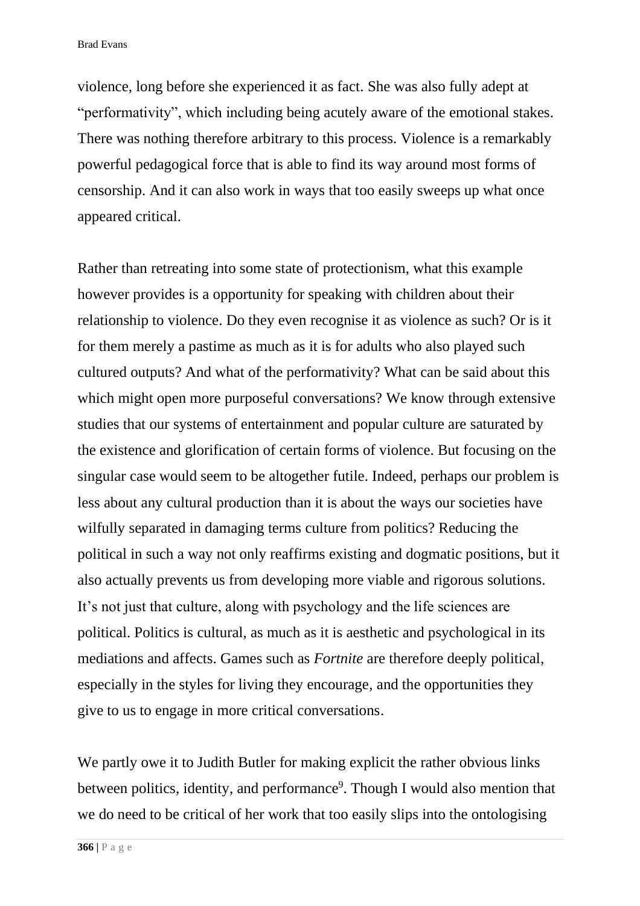violence, long before she experienced it as fact. She was also fully adept at "performativity", which including being acutely aware of the emotional stakes. There was nothing therefore arbitrary to this process. Violence is a remarkably powerful pedagogical force that is able to find its way around most forms of censorship. And it can also work in ways that too easily sweeps up what once appeared critical.

Rather than retreating into some state of protectionism, what this example however provides is a opportunity for speaking with children about their relationship to violence. Do they even recognise it as violence as such? Or is it for them merely a pastime as much as it is for adults who also played such cultured outputs? And what of the performativity? What can be said about this which might open more purposeful conversations? We know through extensive studies that our systems of entertainment and popular culture are saturated by the existence and glorification of certain forms of violence. But focusing on the singular case would seem to be altogether futile. Indeed, perhaps our problem is less about any cultural production than it is about the ways our societies have wilfully separated in damaging terms culture from politics? Reducing the political in such a way not only reaffirms existing and dogmatic positions, but it also actually prevents us from developing more viable and rigorous solutions. It's not just that culture, along with psychology and the life sciences are political. Politics is cultural, as much as it is aesthetic and psychological in its mediations and affects. Games such as *Fortnite* are therefore deeply political, especially in the styles for living they encourage, and the opportunities they give to us to engage in more critical conversations.

We partly owe it to Judith Butler for making explicit the rather obvious links between politics, identity, and performance[9]. Though I would also mention that we do need to be critical of her work that too easily slips into the ontologising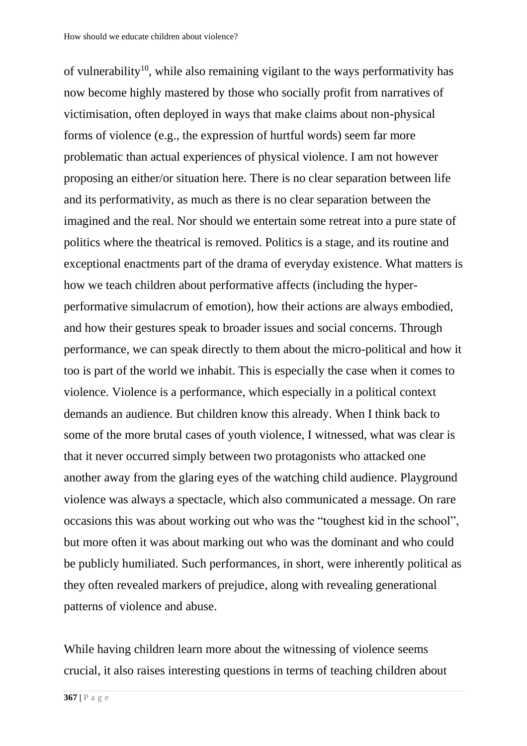of vulnerability[10], while also remaining vigilant to the ways performativity has now become highly mastered by those who socially profit from narratives of victimisation, often deployed in ways that make claims about non-physical forms of violence (e.g., the expression of hurtful words) seem far more problematic than actual experiences of physical violence. I am not however proposing an either/or situation here. There is no clear separation between life and its performativity, as much as there is no clear separation between the imagined and the real. Nor should we entertain some retreat into a pure state of politics where the theatrical is removed. Politics is a stage, and its routine and exceptional enactments part of the drama of everyday existence. What matters is how we teach children about performative affects (including the hyper-performative simulacrum of emotion), how their actions are always embodied, and how their gestures speak to broader issues and social concerns. Through performance, we can speak directly to them about the micro-political and how it too is part of the world we inhabit. This is especially the case when it comes to violence. Violence is a performance, which especially in a political context demands an audience. But children know this already. When I think back to some of the more brutal cases of youth violence, I witnessed, what was clear is that it never occurred simply between two protagonists who attacked one another away from the glaring eyes of the watching child audience. Playground violence was always a spectacle, which also communicated a message. On rare occasions this was about working out who was the "toughest kid in the school", but more often it was about marking out who was the dominant and who could be publicly humiliated. Such performances, in short, were inherently political as they often revealed markers of prejudice, along with revealing generational patterns of violence and abuse.

While having children learn more about the witnessing of violence seems crucial, it also raises interesting questions in terms of teaching children about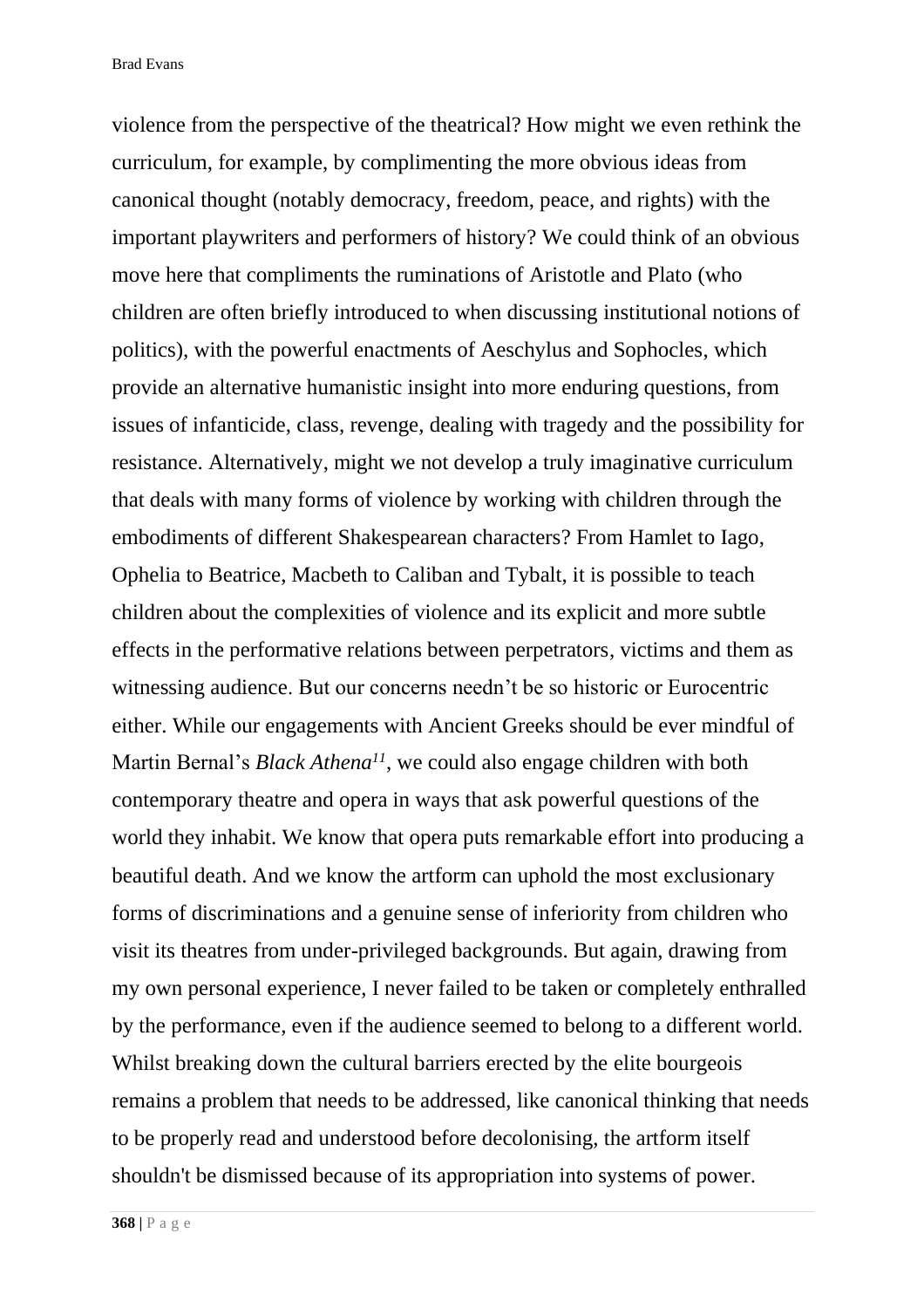violence from the perspective of the theatrical? How might we even rethink the curriculum, for example, by complimenting the more obvious ideas from canonical thought (notably democracy, freedom, peace, and rights) with the important playwriters and performers of history? We could think of an obvious move here that compliments the ruminations of Aristotle and Plato (who children are often briefly introduced to when discussing institutional notions of politics), with the powerful enactments of Aeschylus and Sophocles, which provide an alternative humanistic insight into more enduring questions, from issues of infanticide, class, revenge, dealing with tragedy and the possibility for resistance. Alternatively, might we not develop a truly imaginative curriculum that deals with many forms of violence by working with children through the embodiments of different Shakespearean characters? From Hamlet to Iago, Ophelia to Beatrice, Macbeth to Caliban and Tybalt, it is possible to teach children about the complexities of violence and its explicit and more subtle effects in the performative relations between perpetrators, victims and them as witnessing audience. But our concerns needn't be so historic or Eurocentric either. While our engagements with Ancient Greeks should be ever mindful of Martin Bernal's *Black Athena*[11], we could also engage children with both contemporary theatre and opera in ways that ask powerful questions of the world they inhabit. We know that opera puts remarkable effort into producing a beautiful death. And we know the artform can uphold the most exclusionary forms of discriminations and a genuine sense of inferiority from children who visit its theatres from under-privileged backgrounds. But again, drawing from my own personal experience, I never failed to be taken or completely enthralled by the performance, even if the audience seemed to belong to a different world. Whilst breaking down the cultural barriers erected by the elite bourgeois remains a problem that needs to be addressed, like canonical thinking that needs to be properly read and understood before decolonising, the artform itself shouldn't be dismissed because of its appropriation into systems of power.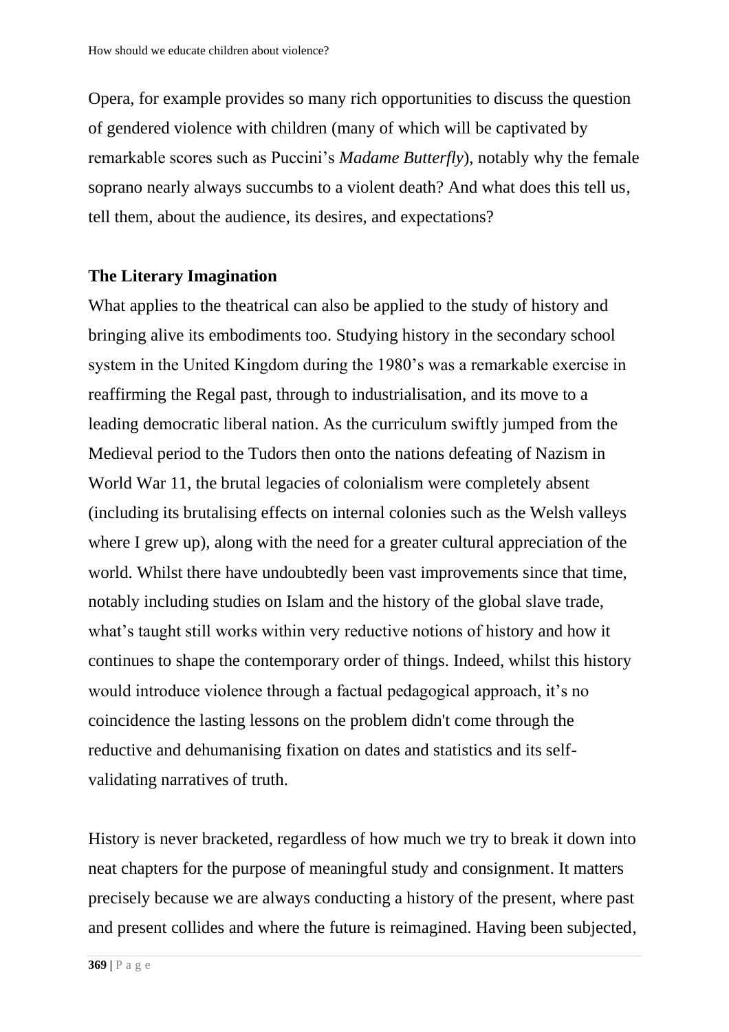Opera, for example provides so many rich opportunities to discuss the question of gendered violence with children (many of which will be captivated by remarkable scores such as Puccini's *Madame Butterfly*), notably why the female soprano nearly always succumbs to a violent death? And what does this tell us, tell them, about the audience, its desires, and expectations?

## The Literary Imagination

What applies to the theatrical can also be applied to the study of history and bringing alive its embodiments too. Studying history in the secondary school system in the United Kingdom during the 1980's was a remarkable exercise in reaffirming the Regal past, through to industrialisation, and its move to a leading democratic liberal nation. As the curriculum swiftly jumped from the Medieval period to the Tudors then onto the nations defeating of Nazism in World War 11, the brutal legacies of colonialism were completely absent (including its brutalising effects on internal colonies such as the Welsh valleys where I grew up), along with the need for a greater cultural appreciation of the world. Whilst there have undoubtedly been vast improvements since that time, notably including studies on Islam and the history of the global slave trade, what's taught still works within very reductive notions of history and how it continues to shape the contemporary order of things. Indeed, whilst this history would introduce violence through a factual pedagogical approach, it's no coincidence the lasting lessons on the problem didn't come through the reductive and dehumanising fixation on dates and statistics and its self-validating narratives of truth.

History is never bracketed, regardless of how much we try to break it down into neat chapters for the purpose of meaningful study and consignment. It matters precisely because we are always conducting a history of the present, where past and present collides and where the future is reimagined. Having been subjected,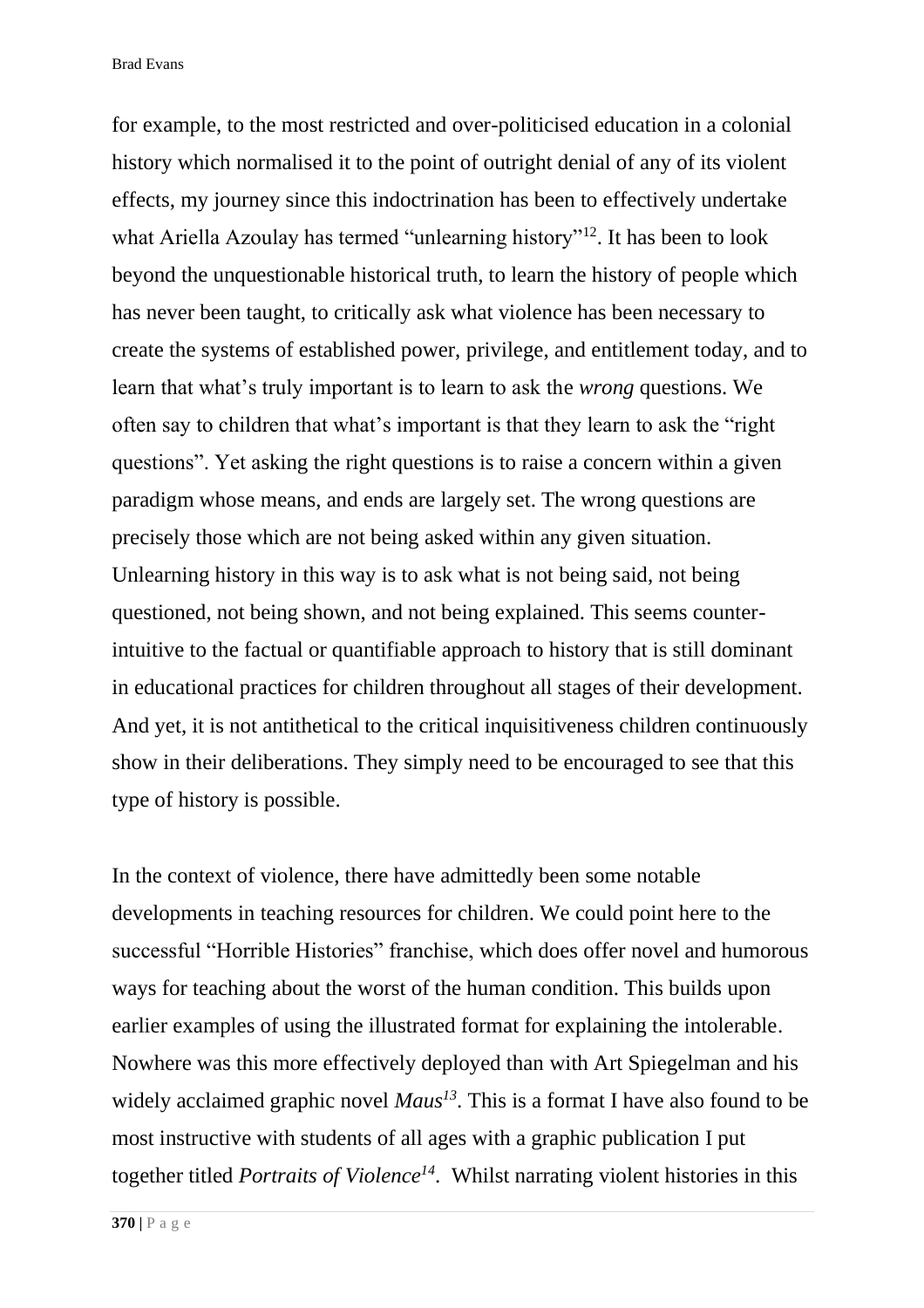for example, to the most restricted and over-politicised education in a colonial history which normalised it to the point of outright denial of any of its violent effects, my journey since this indoctrination has been to effectively undertake what Ariella Azoulay has termed "unlearning history"[12]. It has been to look beyond the unquestionable historical truth, to learn the history of people which has never been taught, to critically ask what violence has been necessary to create the systems of established power, privilege, and entitlement today, and to learn that what's truly important is to learn to ask the *wrong* questions. We often say to children that what's important is that they learn to ask the "right questions". Yet asking the right questions is to raise a concern within a given paradigm whose means, and ends are largely set. The wrong questions are precisely those which are not being asked within any given situation. Unlearning history in this way is to ask what is not being said, not being questioned, not being shown, and not being explained. This seems counter-intuitive to the factual or quantifiable approach to history that is still dominant in educational practices for children throughout all stages of their development. And yet, it is not antithetical to the critical inquisitiveness children continuously show in their deliberations. They simply need to be encouraged to see that this type of history is possible.

In the context of violence, there have admittedly been some notable developments in teaching resources for children. We could point here to the successful "Horrible Histories" franchise, which does offer novel and humorous ways for teaching about the worst of the human condition. This builds upon earlier examples of using the illustrated format for explaining the intolerable. Nowhere was this more effectively deployed than with Art Spiegelman and his widely acclaimed graphic novel *Maus*[13]. This is a format I have also found to be most instructive with students of all ages with a graphic publication I put together titled *Portraits of Violence*[14]. Whilst narrating violent histories in this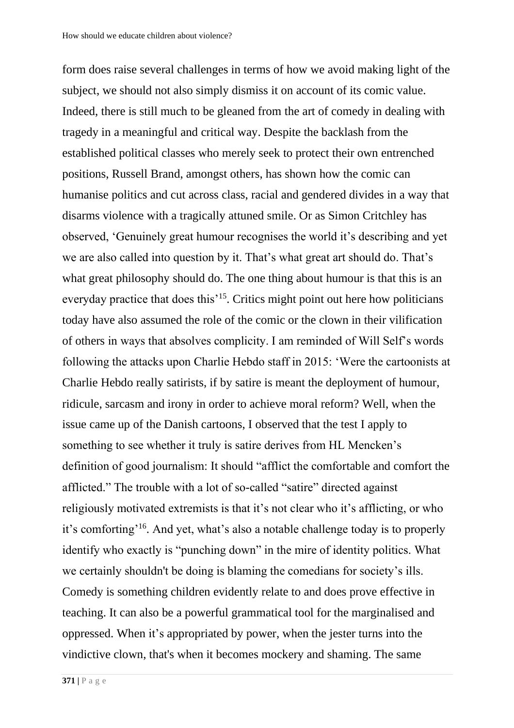form does raise several challenges in terms of how we avoid making light of the subject, we should not also simply dismiss it on account of its comic value. Indeed, there is still much to be gleaned from the art of comedy in dealing with tragedy in a meaningful and critical way. Despite the backlash from the established political classes who merely seek to protect their own entrenched positions, Russell Brand, amongst others, has shown how the comic can humanise politics and cut across class, racial and gendered divides in a way that disarms violence with a tragically attuned smile. Or as Simon Critchley has observed, 'Genuinely great humour recognises the world it's describing and yet we are also called into question by it. That's what great art should do. That's what great philosophy should do. The one thing about humour is that this is an everyday practice that does this'[15]. Critics might point out here how politicians today have also assumed the role of the comic or the clown in their vilification of others in ways that absolves complicity. I am reminded of Will Self's words following the attacks upon Charlie Hebdo staff in 2015: 'Were the cartoonists at Charlie Hebdo really satirists, if by satire is meant the deployment of humour, ridicule, sarcasm and irony in order to achieve moral reform? Well, when the issue came up of the Danish cartoons, I observed that the test I apply to something to see whether it truly is satire derives from HL Mencken's definition of good journalism: It should "afflict the comfortable and comfort the afflicted." The trouble with a lot of so-called "satire" directed against religiously motivated extremists is that it's not clear who it's afflicting, or who it's comforting'[16]. And yet, what's also a notable challenge today is to properly identify who exactly is "punching down" in the mire of identity politics. What we certainly shouldn't be doing is blaming the comedians for society's ills. Comedy is something children evidently relate to and does prove effective in teaching. It can also be a powerful grammatical tool for the marginalised and oppressed. When it's appropriated by power, when the jester turns into the vindictive clown, that's when it becomes mockery and shaming. The same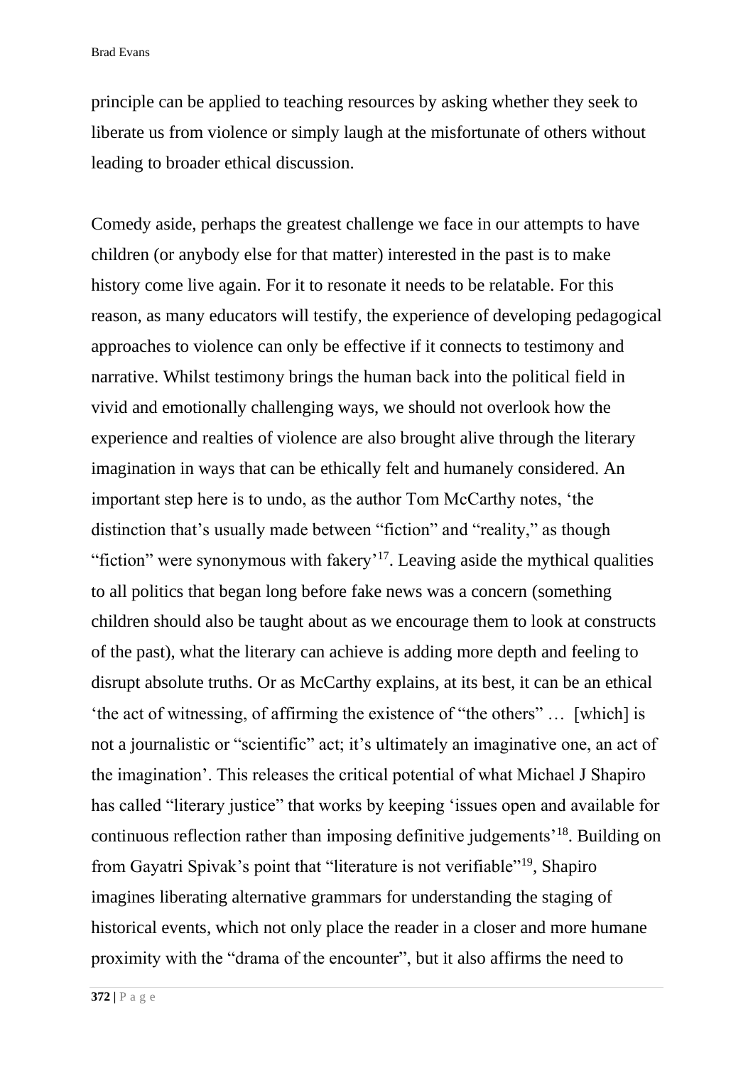principle can be applied to teaching resources by asking whether they seek to liberate us from violence or simply laugh at the misfortunate of others without leading to broader ethical discussion.

Comedy aside, perhaps the greatest challenge we face in our attempts to have children (or anybody else for that matter) interested in the past is to make history come live again. For it to resonate it needs to be relatable. For this reason, as many educators will testify, the experience of developing pedagogical approaches to violence can only be effective if it connects to testimony and narrative. Whilst testimony brings the human back into the political field in vivid and emotionally challenging ways, we should not overlook how the experience and realties of violence are also brought alive through the literary imagination in ways that can be ethically felt and humanely considered. An important step here is to undo, as the author Tom McCarthy notes, 'the distinction that's usually made between "fiction" and "reality," as though "fiction" were synonymous with fakery'[17]. Leaving aside the mythical qualities to all politics that began long before fake news was a concern (something children should also be taught about as we encourage them to look at constructs of the past), what the literary can achieve is adding more depth and feeling to disrupt absolute truths. Or as McCarthy explains, at its best, it can be an ethical 'the act of witnessing, of affirming the existence of "the others" … [which] is not a journalistic or "scientific" act; it's ultimately an imaginative one, an act of the imagination'. This releases the critical potential of what Michael J Shapiro has called "literary justice" that works by keeping 'issues open and available for continuous reflection rather than imposing definitive judgements'[18]. Building on from Gayatri Spivak's point that "literature is not verifiable"[19], Shapiro imagines liberating alternative grammars for understanding the staging of historical events, which not only place the reader in a closer and more humane proximity with the "drama of the encounter", but it also affirms the need to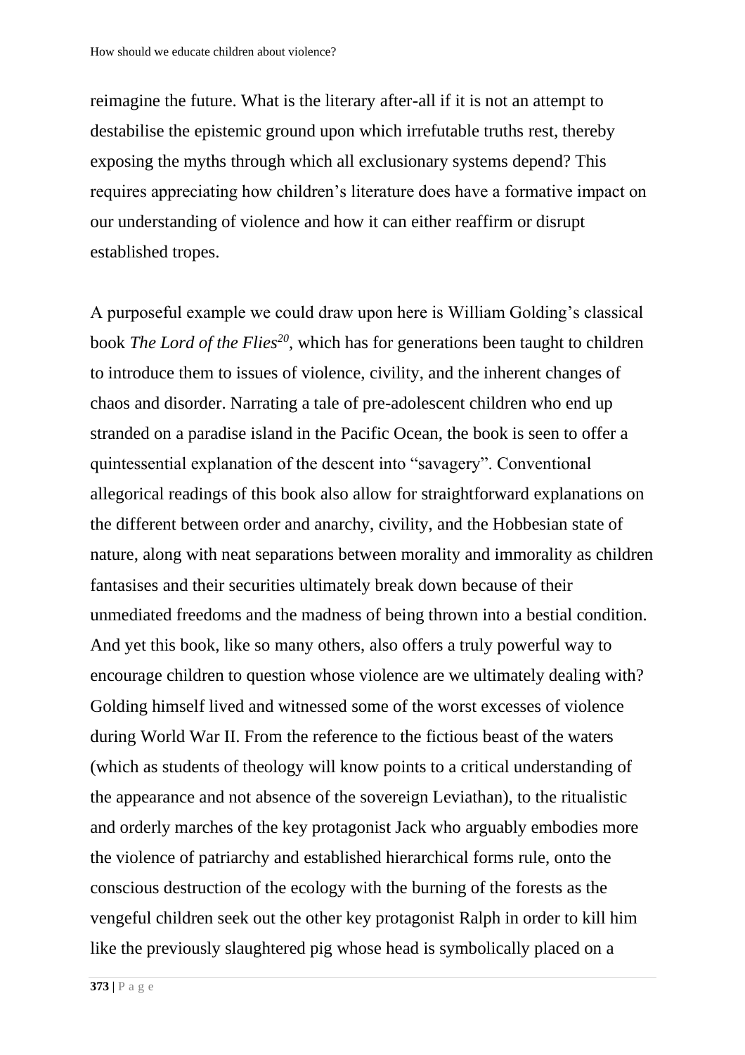reimagine the future. What is the literary after-all if it is not an attempt to destabilise the epistemic ground upon which irrefutable truths rest, thereby exposing the myths through which all exclusionary systems depend? This requires appreciating how children's literature does have a formative impact on our understanding of violence and how it can either reaffirm or disrupt established tropes.

A purposeful example we could draw upon here is William Golding's classical book *The Lord of the Flies*[20], which has for generations been taught to children to introduce them to issues of violence, civility, and the inherent changes of chaos and disorder. Narrating a tale of pre-adolescent children who end up stranded on a paradise island in the Pacific Ocean, the book is seen to offer a quintessential explanation of the descent into "savagery". Conventional allegorical readings of this book also allow for straightforward explanations on the different between order and anarchy, civility, and the Hobbesian state of nature, along with neat separations between morality and immorality as children fantasises and their securities ultimately break down because of their unmediated freedoms and the madness of being thrown into a bestial condition. And yet this book, like so many others, also offers a truly powerful way to encourage children to question whose violence are we ultimately dealing with? Golding himself lived and witnessed some of the worst excesses of violence during World War II. From the reference to the fictious beast of the waters (which as students of theology will know points to a critical understanding of the appearance and not absence of the sovereign Leviathan), to the ritualistic and orderly marches of the key protagonist Jack who arguably embodies more the violence of patriarchy and established hierarchical forms rule, onto the conscious destruction of the ecology with the burning of the forests as the vengeful children seek out the other key protagonist Ralph in order to kill him like the previously slaughtered pig whose head is symbolically placed on a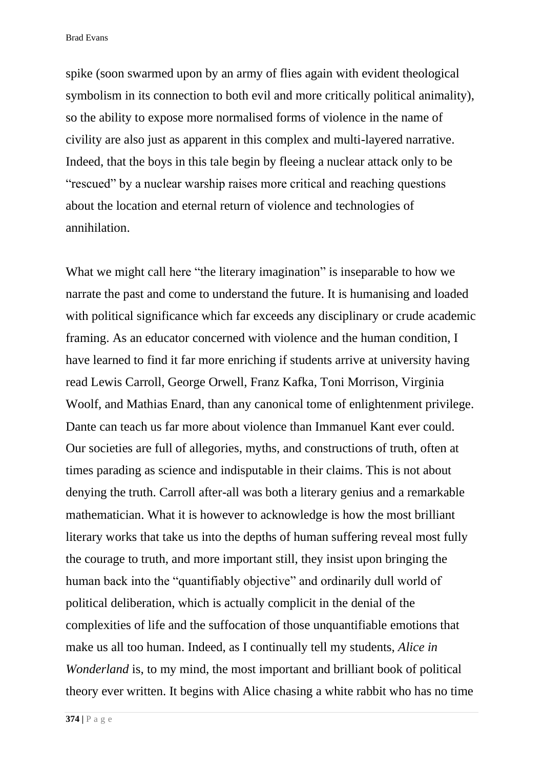spike (soon swarmed upon by an army of flies again with evident theological symbolism in its connection to both evil and more critically political animality), so the ability to expose more normalised forms of violence in the name of civility are also just as apparent in this complex and multi-layered narrative. Indeed, that the boys in this tale begin by fleeing a nuclear attack only to be "rescued" by a nuclear warship raises more critical and reaching questions about the location and eternal return of violence and technologies of annihilation.

What we might call here "the literary imagination" is inseparable to how we narrate the past and come to understand the future. It is humanising and loaded with political significance which far exceeds any disciplinary or crude academic framing. As an educator concerned with violence and the human condition, I have learned to find it far more enriching if students arrive at university having read Lewis Carroll, George Orwell, Franz Kafka, Toni Morrison, Virginia Woolf, and Mathias Enard, than any canonical tome of enlightenment privilege. Dante can teach us far more about violence than Immanuel Kant ever could. Our societies are full of allegories, myths, and constructions of truth, often at times parading as science and indisputable in their claims. This is not about denying the truth. Carroll after-all was both a literary genius and a remarkable mathematician. What it is however to acknowledge is how the most brilliant literary works that take us into the depths of human suffering reveal most fully the courage to truth, and more important still, they insist upon bringing the human back into the "quantifiably objective" and ordinarily dull world of political deliberation, which is actually complicit in the denial of the complexities of life and the suffocation of those unquantifiable emotions that make us all too human. Indeed, as I continually tell my students, *Alice in Wonderland* is, to my mind, the most important and brilliant book of political theory ever written. It begins with Alice chasing a white rabbit who has no time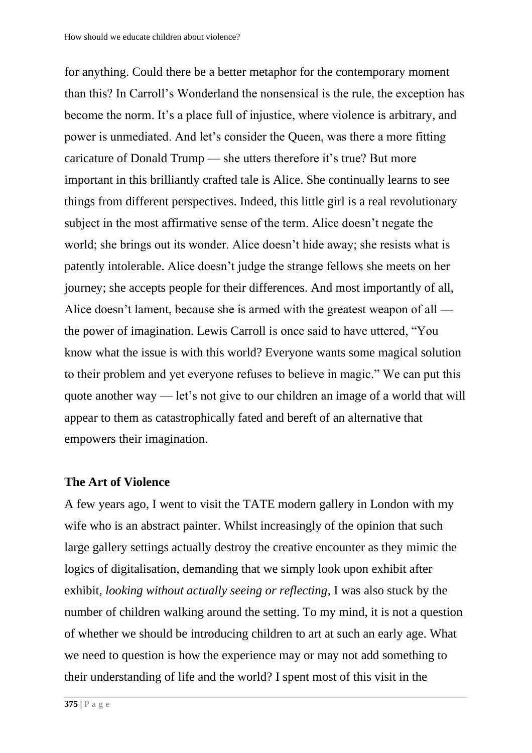for anything. Could there be a better metaphor for the contemporary moment than this? In Carroll's Wonderland the nonsensical is the rule, the exception has become the norm. It's a place full of injustice, where violence is arbitrary, and power is unmediated. And let's consider the Queen, was there a more fitting caricature of Donald Trump — she utters therefore it's true? But more important in this brilliantly crafted tale is Alice. She continually learns to see things from different perspectives. Indeed, this little girl is a real revolutionary subject in the most affirmative sense of the term. Alice doesn't negate the world; she brings out its wonder. Alice doesn't hide away; she resists what is patently intolerable. Alice doesn't judge the strange fellows she meets on her journey; she accepts people for their differences. And most importantly of all, Alice doesn't lament, because she is armed with the greatest weapon of all — the power of imagination. Lewis Carroll is once said to have uttered, "You know what the issue is with this world? Everyone wants some magical solution to their problem and yet everyone refuses to believe in magic." We can put this quote another way — let's not give to our children an image of a world that will appear to them as catastrophically fated and bereft of an alternative that empowers their imagination.

## The Art of Violence

A few years ago, I went to visit the TATE modern gallery in London with my wife who is an abstract painter. Whilst increasingly of the opinion that such large gallery settings actually destroy the creative encounter as they mimic the logics of digitalisation, demanding that we simply look upon exhibit after exhibit, *looking without actually seeing or reflecting*, I was also stuck by the number of children walking around the setting. To my mind, it is not a question of whether we should be introducing children to art at such an early age. What we need to question is how the experience may or may not add something to their understanding of life and the world? I spent most of this visit in the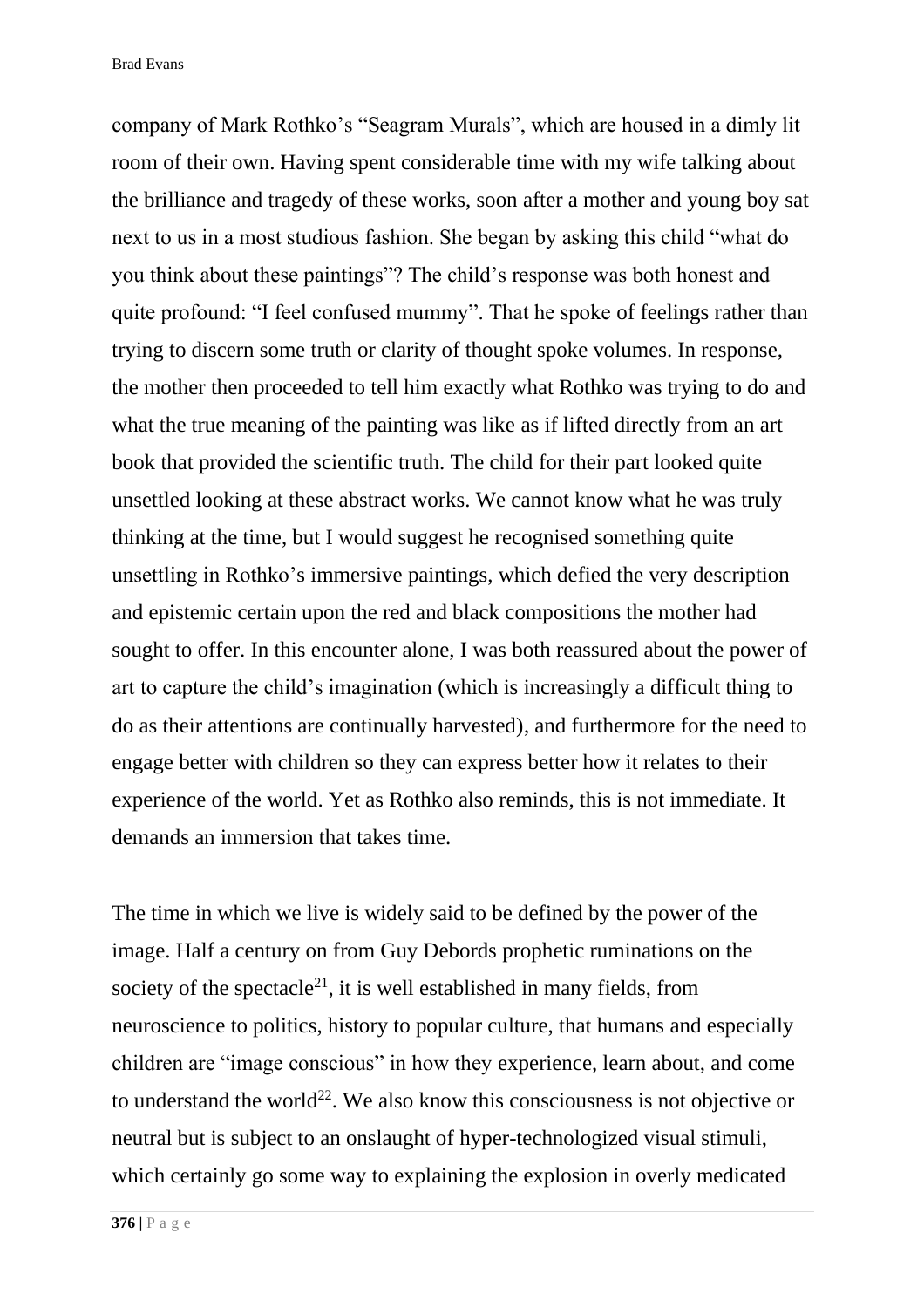company of Mark Rothko's "Seagram Murals", which are housed in a dimly lit room of their own. Having spent considerable time with my wife talking about the brilliance and tragedy of these works, soon after a mother and young boy sat next to us in a most studious fashion. She began by asking this child "what do you think about these paintings"? The child's response was both honest and quite profound: "I feel confused mummy". That he spoke of feelings rather than trying to discern some truth or clarity of thought spoke volumes. In response, the mother then proceeded to tell him exactly what Rothko was trying to do and what the true meaning of the painting was like as if lifted directly from an art book that provided the scientific truth. The child for their part looked quite unsettled looking at these abstract works. We cannot know what he was truly thinking at the time, but I would suggest he recognised something quite unsettling in Rothko's immersive paintings, which defied the very description and epistemic certain upon the red and black compositions the mother had sought to offer. In this encounter alone, I was both reassured about the power of art to capture the child's imagination (which is increasingly a difficult thing to do as their attentions are continually harvested), and furthermore for the need to engage better with children so they can express better how it relates to their experience of the world. Yet as Rothko also reminds, this is not immediate. It demands an immersion that takes time.

The time in which we live is widely said to be defined by the power of the image. Half a century on from Guy Debords prophetic ruminations on the society of the spectacle[21], it is well established in many fields, from neuroscience to politics, history to popular culture, that humans and especially children are "image conscious" in how they experience, learn about, and come to understand the world[22]. We also know this consciousness is not objective or neutral but is subject to an onslaught of hyper-technologized visual stimuli, which certainly go some way to explaining the explosion in overly medicated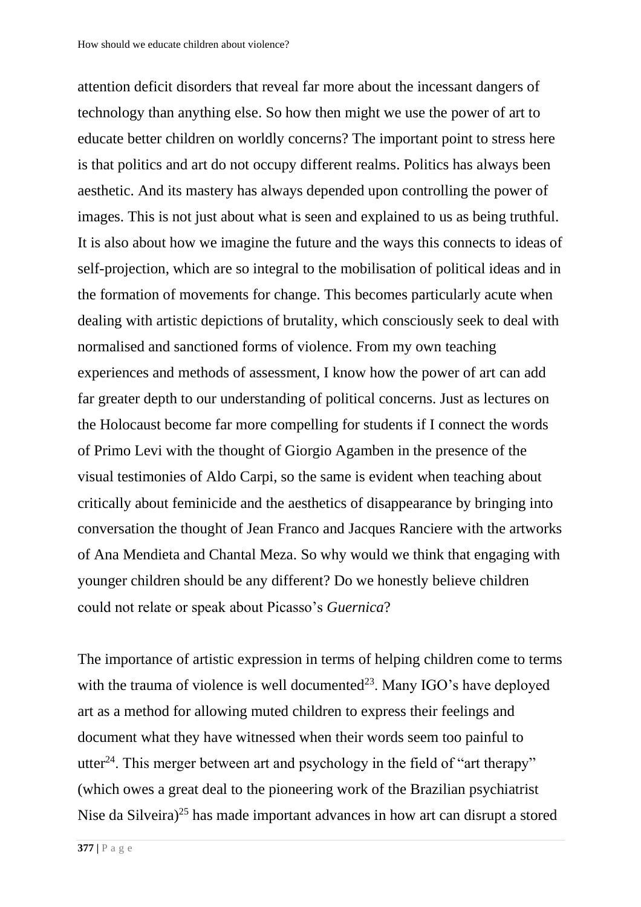attention deficit disorders that reveal far more about the incessant dangers of technology than anything else. So how then might we use the power of art to educate better children on worldly concerns? The important point to stress here is that politics and art do not occupy different realms. Politics has always been aesthetic. And its mastery has always depended upon controlling the power of images. This is not just about what is seen and explained to us as being truthful. It is also about how we imagine the future and the ways this connects to ideas of self-projection, which are so integral to the mobilisation of political ideas and in the formation of movements for change. This becomes particularly acute when dealing with artistic depictions of brutality, which consciously seek to deal with normalised and sanctioned forms of violence. From my own teaching experiences and methods of assessment, I know how the power of art can add far greater depth to our understanding of political concerns. Just as lectures on the Holocaust become far more compelling for students if I connect the words of Primo Levi with the thought of Giorgio Agamben in the presence of the visual testimonies of Aldo Carpi, so the same is evident when teaching about critically about feminicide and the aesthetics of disappearance by bringing into conversation the thought of Jean Franco and Jacques Ranciere with the artworks of Ana Mendieta and Chantal Meza. So why would we think that engaging with younger children should be any different? Do we honestly believe children could not relate or speak about Picasso's *Guernica*?

The importance of artistic expression in terms of helping children come to terms with the trauma of violence is well documented[23]. Many IGO's have deployed art as a method for allowing muted children to express their feelings and document what they have witnessed when their words seem too painful to utter[24]. This merger between art and psychology in the field of "art therapy" (which owes a great deal to the pioneering work of the Brazilian psychiatrist Nise da Silveira)[25] has made important advances in how art can disrupt a stored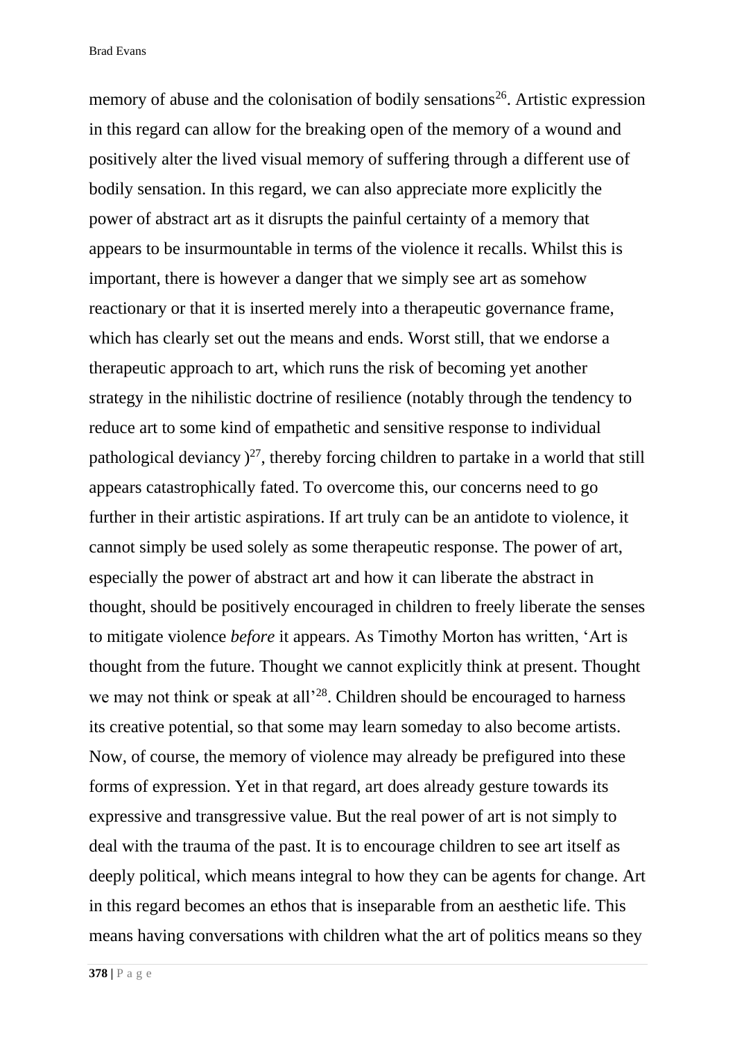memory of abuse and the colonisation of bodily sensations[26]. Artistic expression in this regard can allow for the breaking open of the memory of a wound and positively alter the lived visual memory of suffering through a different use of bodily sensation. In this regard, we can also appreciate more explicitly the power of abstract art as it disrupts the painful certainty of a memory that appears to be insurmountable in terms of the violence it recalls. Whilst this is important, there is however a danger that we simply see art as somehow reactionary or that it is inserted merely into a therapeutic governance frame, which has clearly set out the means and ends. Worst still, that we endorse a therapeutic approach to art, which runs the risk of becoming yet another strategy in the nihilistic doctrine of resilience (notably through the tendency to reduce art to some kind of empathetic and sensitive response to individual pathological deviancy )[27], thereby forcing children to partake in a world that still appears catastrophically fated. To overcome this, our concerns need to go further in their artistic aspirations. If art truly can be an antidote to violence, it cannot simply be used solely as some therapeutic response. The power of art, especially the power of abstract art and how it can liberate the abstract in thought, should be positively encouraged in children to freely liberate the senses to mitigate violence *before* it appears. As Timothy Morton has written, 'Art is thought from the future. Thought we cannot explicitly think at present. Thought we may not think or speak at all'[28]. Children should be encouraged to harness its creative potential, so that some may learn someday to also become artists. Now, of course, the memory of violence may already be prefigured into these forms of expression. Yet in that regard, art does already gesture towards its expressive and transgressive value. But the real power of art is not simply to deal with the trauma of the past. It is to encourage children to see art itself as deeply political, which means integral to how they can be agents for change. Art in this regard becomes an ethos that is inseparable from an aesthetic life. This means having conversations with children what the art of politics means so they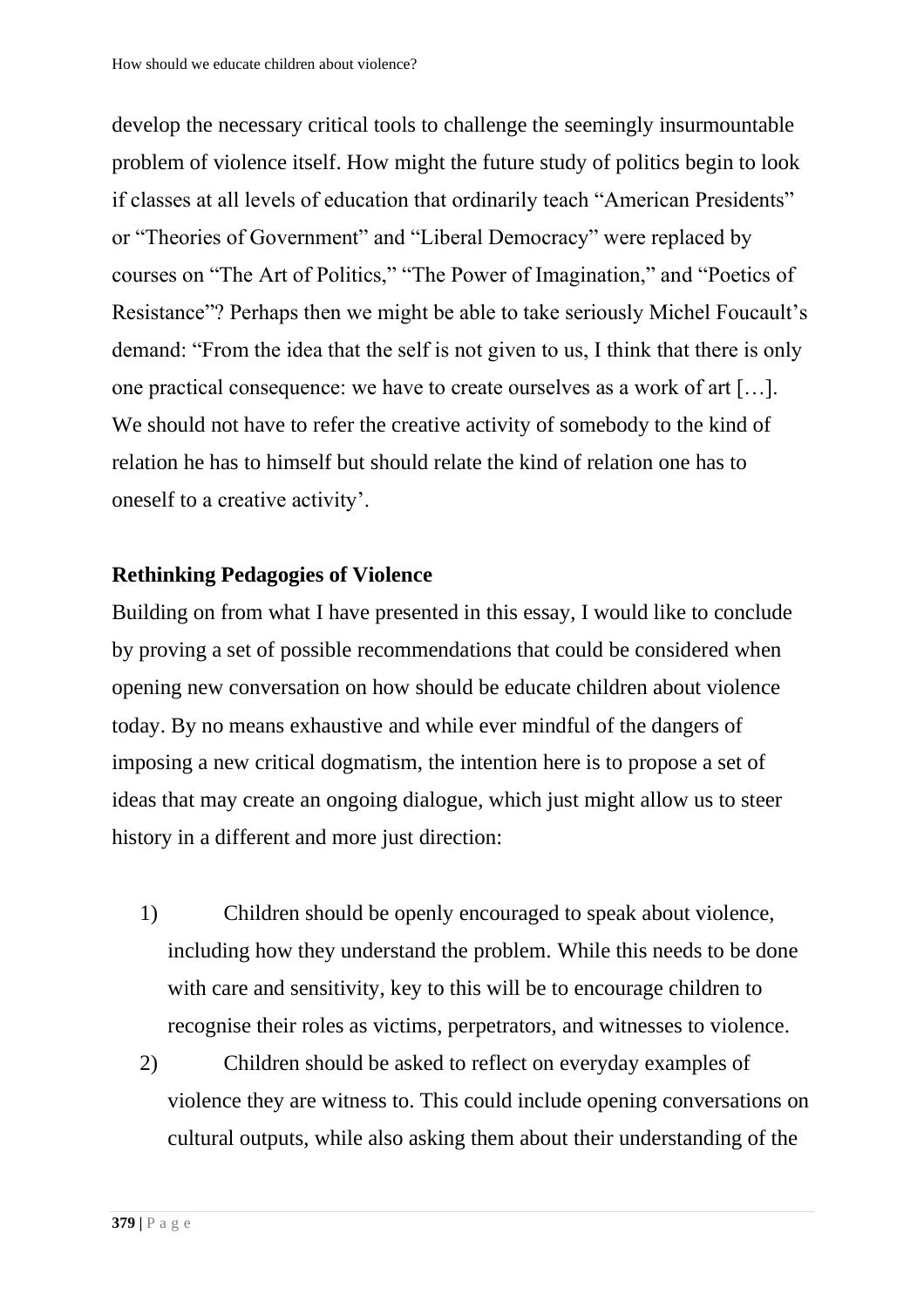develop the necessary critical tools to challenge the seemingly insurmountable problem of violence itself. How might the future study of politics begin to look if classes at all levels of education that ordinarily teach "American Presidents" or "Theories of Government" and "Liberal Democracy" were replaced by courses on "The Art of Politics," "The Power of Imagination," and "Poetics of Resistance"? Perhaps then we might be able to take seriously Michel Foucault's demand: "From the idea that the self is not given to us, I think that there is only one practical consequence: we have to create ourselves as a work of art […]. We should not have to refer the creative activity of somebody to the kind of relation he has to himself but should relate the kind of relation one has to oneself to a creative activity'.

## Rethinking Pedagogies of Violence

Building on from what I have presented in this essay, I would like to conclude by proving a set of possible recommendations that could be considered when opening new conversation on how should be educate children about violence today. By no means exhaustive and while ever mindful of the dangers of imposing a new critical dogmatism, the intention here is to propose a set of ideas that may create an ongoing dialogue, which just might allow us to steer history in a different and more just direction:

1) Children should be openly encouraged to speak about violence, including how they understand the problem. While this needs to be done with care and sensitivity, key to this will be to encourage children to recognise their roles as victims, perpetrators, and witnesses to violence.
2) Children should be asked to reflect on everyday examples of violence they are witness to. This could include opening conversations on cultural outputs, while also asking them about their understanding of the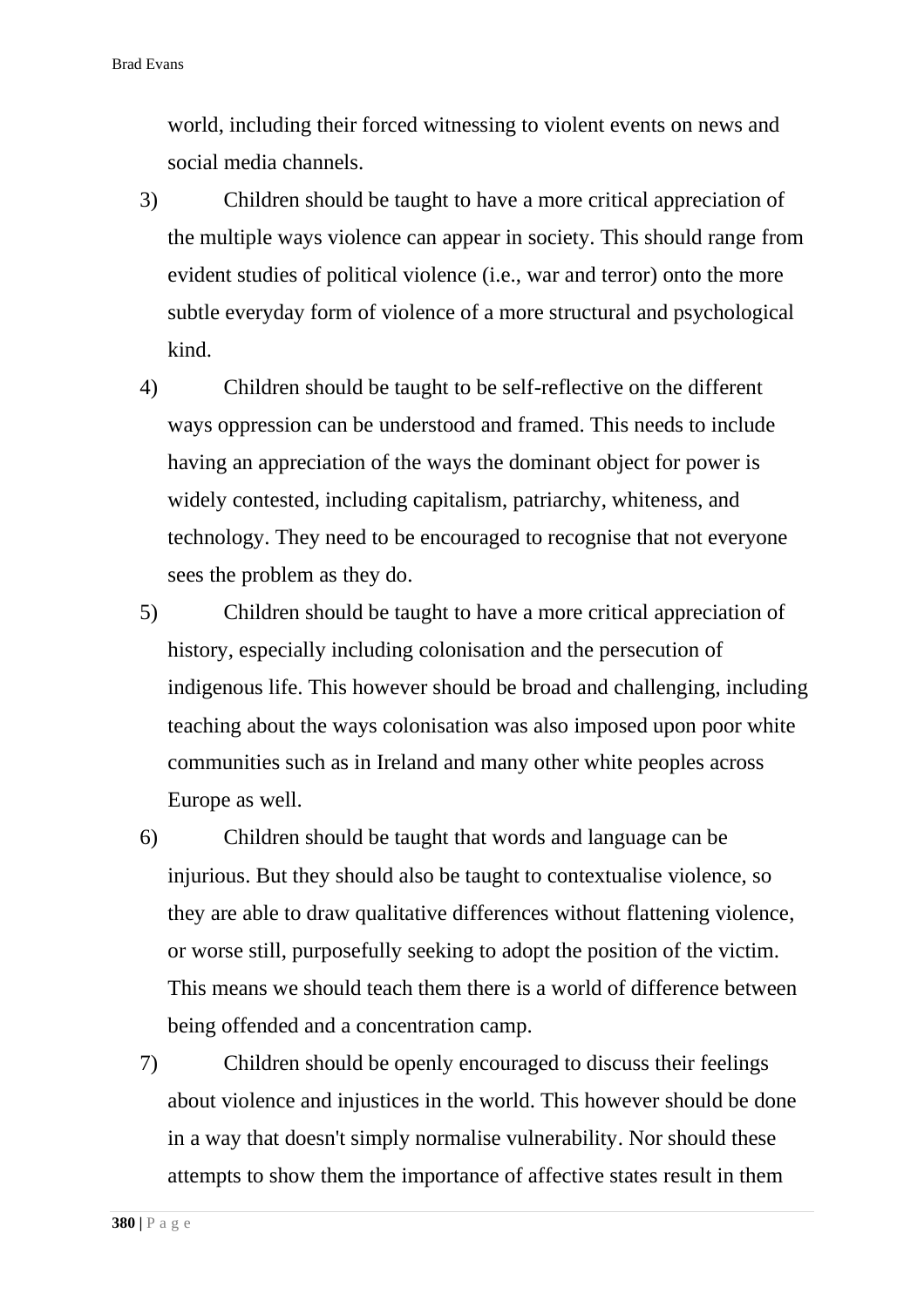world, including their forced witnessing to violent events on news and social media channels.

3) Children should be taught to have a more critical appreciation of the multiple ways violence can appear in society. This should range from evident studies of political violence (i.e., war and terror) onto the more subtle everyday form of violence of a more structural and psychological kind.

4) Children should be taught to be self-reflective on the different ways oppression can be understood and framed. This needs to include having an appreciation of the ways the dominant object for power is widely contested, including capitalism, patriarchy, whiteness, and technology. They need to be encouraged to recognise that not everyone sees the problem as they do.

5) Children should be taught to have a more critical appreciation of history, especially including colonisation and the persecution of indigenous life. This however should be broad and challenging, including teaching about the ways colonisation was also imposed upon poor white communities such as in Ireland and many other white peoples across Europe as well.

6) Children should be taught that words and language can be injurious. But they should also be taught to contextualise violence, so they are able to draw qualitative differences without flattening violence, or worse still, purposefully seeking to adopt the position of the victim. This means we should teach them there is a world of difference between being offended and a concentration camp.

7) Children should be openly encouraged to discuss their feelings about violence and injustices in the world. This however should be done in a way that doesn't simply normalise vulnerability. Nor should these attempts to show them the importance of affective states result in them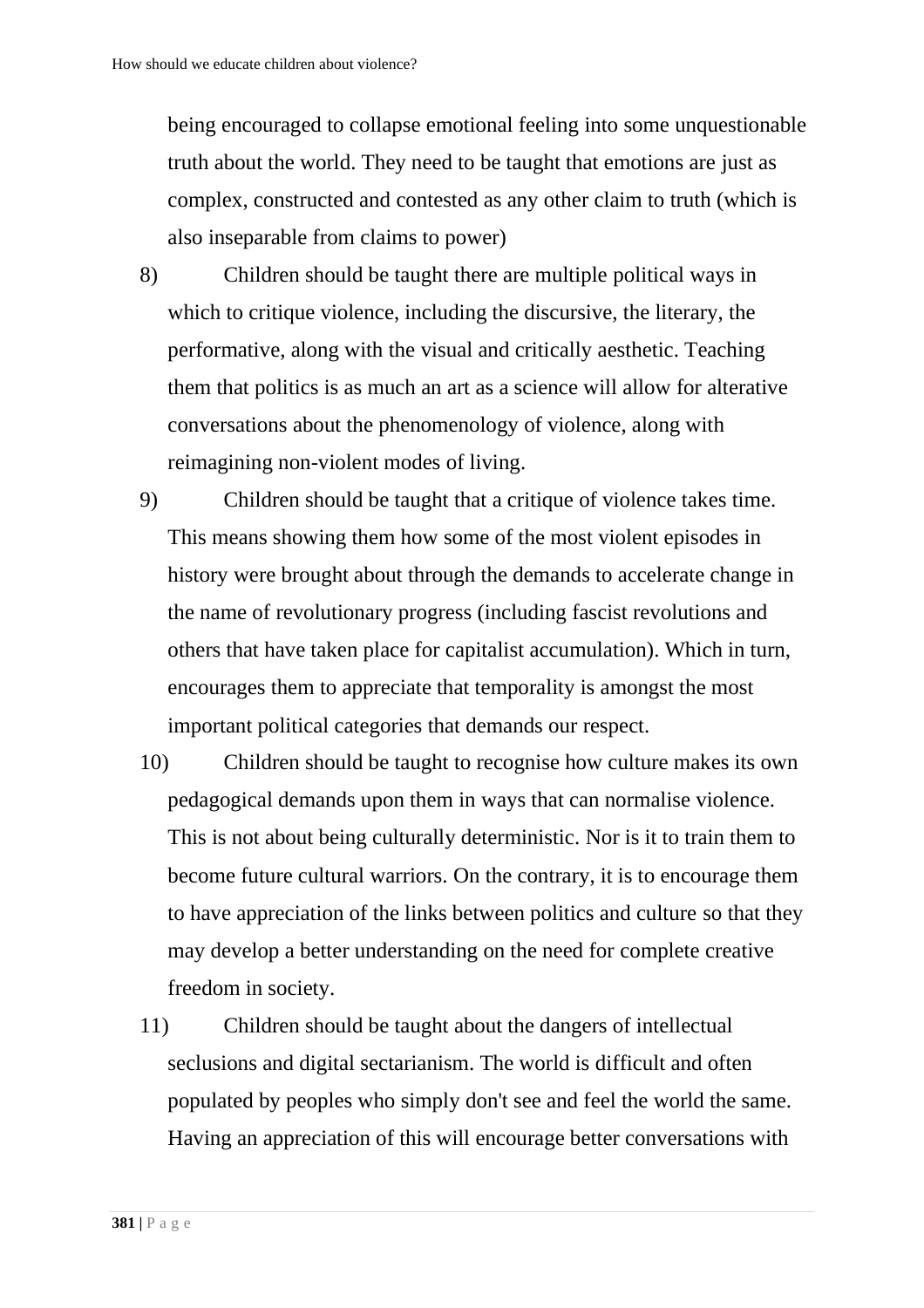being encouraged to collapse emotional feeling into some unquestionable truth about the world. They need to be taught that emotions are just as complex, constructed and contested as any other claim to truth (which is also inseparable from claims to power)

8) Children should be taught there are multiple political ways in which to critique violence, including the discursive, the literary, the performative, along with the visual and critically aesthetic. Teaching them that politics is as much an art as a science will allow for alterative conversations about the phenomenology of violence, along with reimagining non-violent modes of living.

9) Children should be taught that a critique of violence takes time. This means showing them how some of the most violent episodes in history were brought about through the demands to accelerate change in the name of revolutionary progress (including fascist revolutions and others that have taken place for capitalist accumulation). Which in turn, encourages them to appreciate that temporality is amongst the most important political categories that demands our respect.

10) Children should be taught to recognise how culture makes its own pedagogical demands upon them in ways that can normalise violence. This is not about being culturally deterministic. Nor is it to train them to become future cultural warriors. On the contrary, it is to encourage them to have appreciation of the links between politics and culture so that they may develop a better understanding on the need for complete creative freedom in society.

11) Children should be taught about the dangers of intellectual seclusions and digital sectarianism. The world is difficult and often populated by peoples who simply don't see and feel the world the same. Having an appreciation of this will encourage better conversations with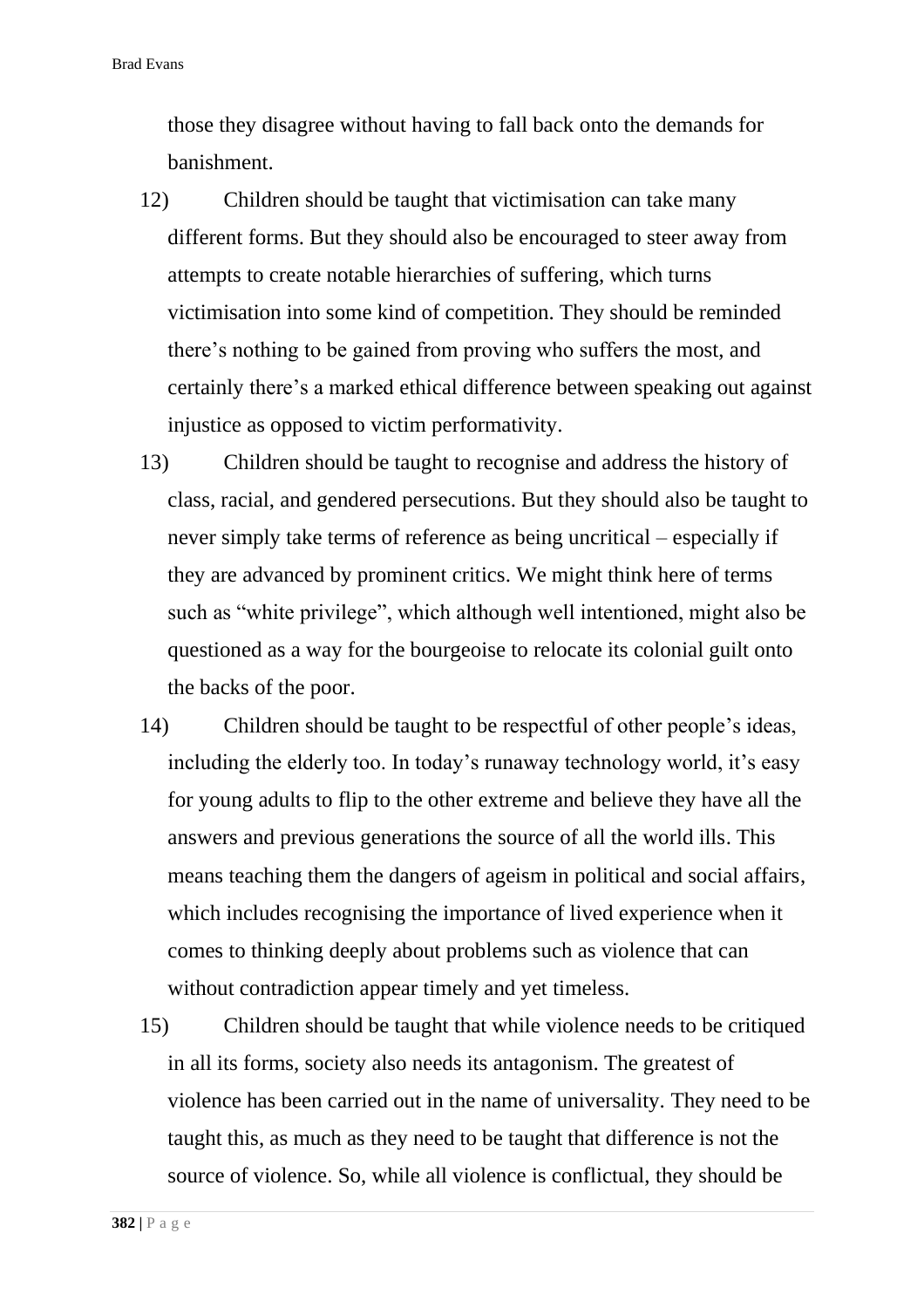those they disagree without having to fall back onto the demands for banishment.

12) Children should be taught that victimisation can take many different forms. But they should also be encouraged to steer away from attempts to create notable hierarchies of suffering, which turns victimisation into some kind of competition. They should be reminded there's nothing to be gained from proving who suffers the most, and certainly there's a marked ethical difference between speaking out against injustice as opposed to victim performativity.

13) Children should be taught to recognise and address the history of class, racial, and gendered persecutions. But they should also be taught to never simply take terms of reference as being uncritical – especially if they are advanced by prominent critics. We might think here of terms such as "white privilege", which although well intentioned, might also be questioned as a way for the bourgeoise to relocate its colonial guilt onto the backs of the poor.

14) Children should be taught to be respectful of other people's ideas, including the elderly too. In today's runaway technology world, it's easy for young adults to flip to the other extreme and believe they have all the answers and previous generations the source of all the world ills. This means teaching them the dangers of ageism in political and social affairs, which includes recognising the importance of lived experience when it comes to thinking deeply about problems such as violence that can without contradiction appear timely and yet timeless.

15) Children should be taught that while violence needs to be critiqued in all its forms, society also needs its antagonism. The greatest of violence has been carried out in the name of universality. They need to be taught this, as much as they need to be taught that difference is not the source of violence. So, while all violence is conflictual, they should be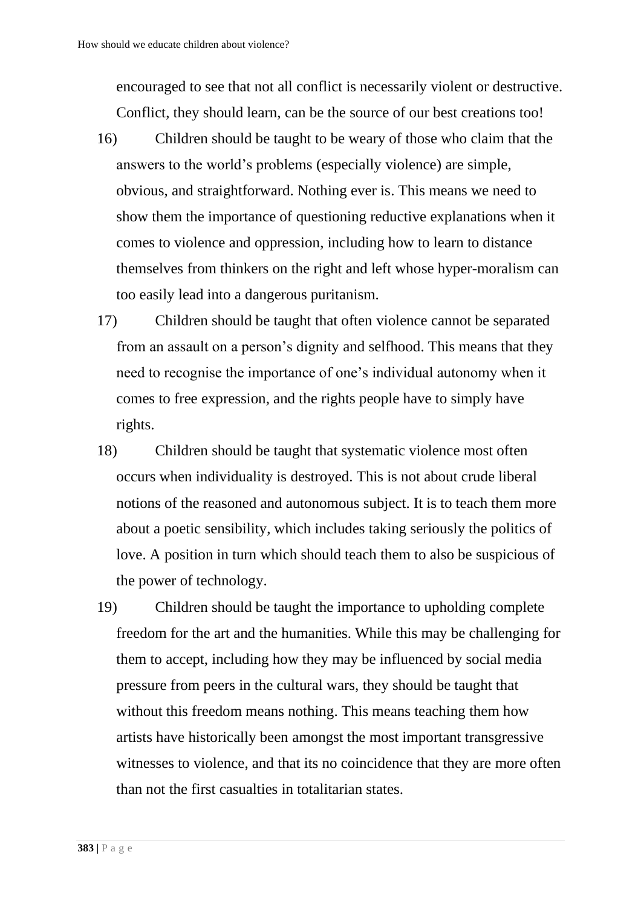encouraged to see that not all conflict is necessarily violent or destructive. Conflict, they should learn, can be the source of our best creations too!

16) Children should be taught to be weary of those who claim that the answers to the world's problems (especially violence) are simple, obvious, and straightforward. Nothing ever is. This means we need to show them the importance of questioning reductive explanations when it comes to violence and oppression, including how to learn to distance themselves from thinkers on the right and left whose hyper-moralism can too easily lead into a dangerous puritanism.

17) Children should be taught that often violence cannot be separated from an assault on a person's dignity and selfhood. This means that they need to recognise the importance of one's individual autonomy when it comes to free expression, and the rights people have to simply have rights.

18) Children should be taught that systematic violence most often occurs when individuality is destroyed. This is not about crude liberal notions of the reasoned and autonomous subject. It is to teach them more about a poetic sensibility, which includes taking seriously the politics of love. A position in turn which should teach them to also be suspicious of the power of technology.

19) Children should be taught the importance to upholding complete freedom for the art and the humanities. While this may be challenging for them to accept, including how they may be influenced by social media pressure from peers in the cultural wars, they should be taught that without this freedom means nothing. This means teaching them how artists have historically been amongst the most important transgressive witnesses to violence, and that its no coincidence that they are more often than not the first casualties in totalitarian states.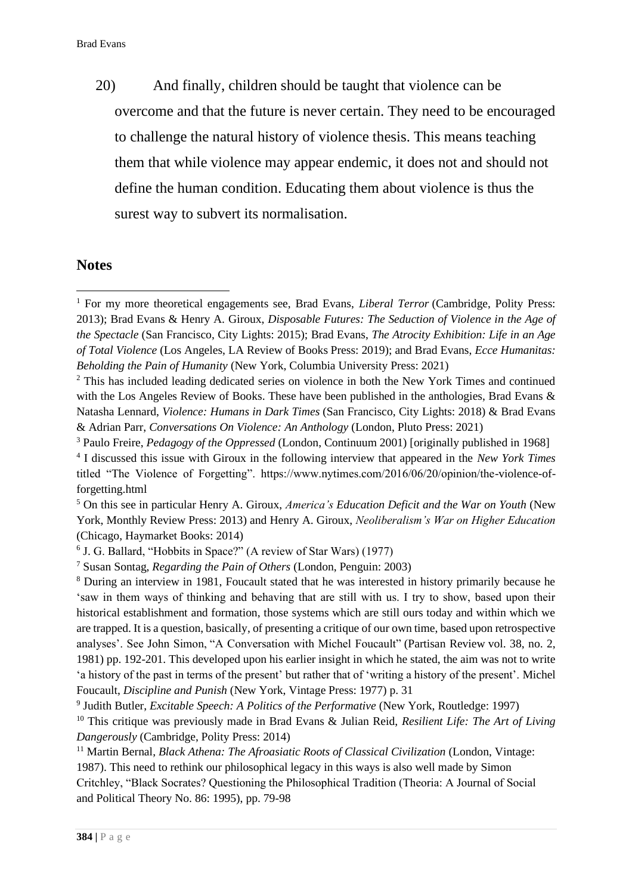20) And finally, children should be taught that violence can be overcome and that the future is never certain. They need to be encouraged to challenge the natural history of violence thesis. This means teaching them that while violence may appear endemic, it does not and should not define the human condition. Educating them about violence is thus the surest way to subvert its normalisation.

## Notes

[1] For my more theoretical engagements see, Brad Evans, *Liberal Terror* (Cambridge, Polity Press: 2013); Brad Evans & Henry A. Giroux, *Disposable Futures: The Seduction of Violence in the Age of the Spectacle* (San Francisco, City Lights: 2015); Brad Evans, *The Atrocity Exhibition: Life in an Age of Total Violence* (Los Angeles, LA Review of Books Press: 2019); and Brad Evans, *Ecce Humanitas: Beholding the Pain of Humanity* (New York, Columbia University Press: 2021)

[2] This has included leading dedicated series on violence in both the New York Times and continued with the Los Angeles Review of Books. These have been published in the anthologies, Brad Evans & Natasha Lennard, *Violence: Humans in Dark Times* (San Francisco, City Lights: 2018) & Brad Evans & Adrian Parr, *Conversations On Violence: An Anthology* (London, Pluto Press: 2021)

[3] Paulo Freire, *Pedagogy of the Oppressed* (London, Continuum 2001) [originally published in 1968]

[4] I discussed this issue with Giroux in the following interview that appeared in the *New York Times* titled "The Violence of Forgetting". https://www.nytimes.com/2016/06/20/opinion/the-violence-of-forgetting.html

[5] On this see in particular Henry A. Giroux, *America's Education Deficit and the War on Youth* (New York, Monthly Review Press: 2013) and Henry A. Giroux, *Neoliberalism's War on Higher Education* (Chicago, Haymarket Books: 2014)

[6] J. G. Ballard, "Hobbits in Space?" (A review of Star Wars) (1977)

[7] Susan Sontag, *Regarding the Pain of Others* (London, Penguin: 2003)

[8] During an interview in 1981, Foucault stated that he was interested in history primarily because he 'saw in them ways of thinking and behaving that are still with us. I try to show, based upon their historical establishment and formation, those systems which are still ours today and within which we are trapped. It is a question, basically, of presenting a critique of our own time, based upon retrospective analyses'. See John Simon, "A Conversation with Michel Foucault" (Partisan Review vol. 38, no. 2, 1981) pp. 192-201. This developed upon his earlier insight in which he stated, the aim was not to write 'a history of the past in terms of the present' but rather that of 'writing a history of the present'. Michel Foucault, *Discipline and Punish* (New York, Vintage Press: 1977) p. 31

[9] Judith Butler, *Excitable Speech: A Politics of the Performative* (New York, Routledge: 1997)

[10] This critique was previously made in Brad Evans & Julian Reid, *Resilient Life: The Art of Living Dangerously* (Cambridge, Polity Press: 2014)

[11] Martin Bernal, *Black Athena: The Afroasiatic Roots of Classical Civilization* (London, Vintage: 1987). This need to rethink our philosophical legacy in this ways is also well made by Simon Critchley, "Black Socrates? Questioning the Philosophical Tradition (Theoria: A Journal of Social and Political Theory No. 86: 1995), pp. 79-98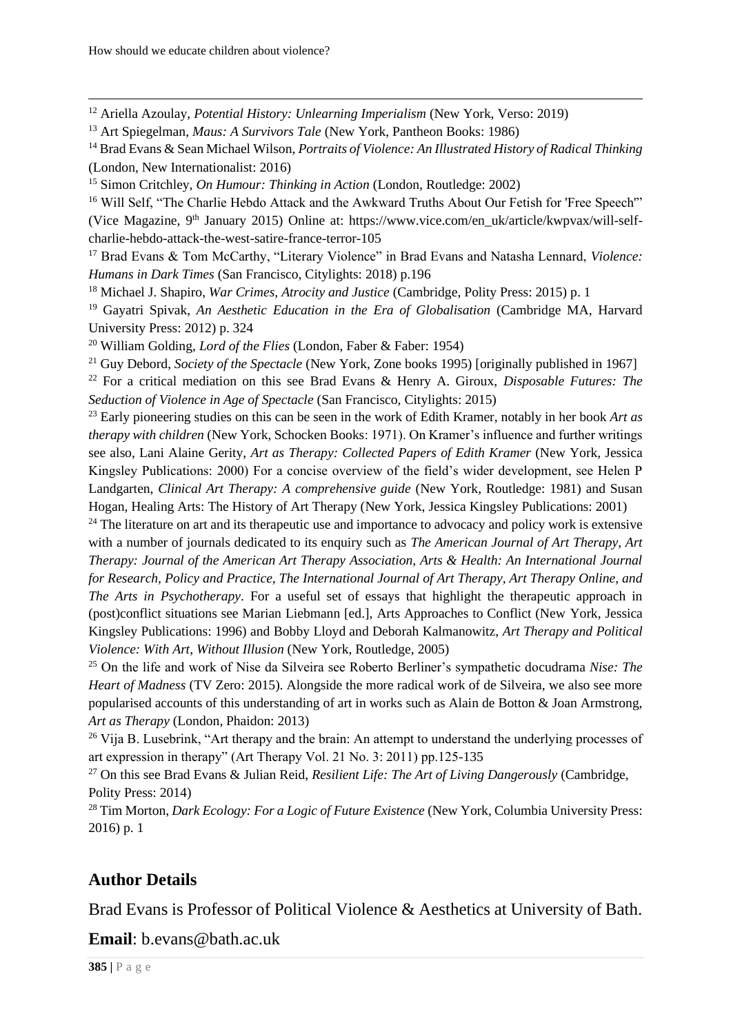[12] Ariella Azoulay, *Potential History: Unlearning Imperialism* (New York, Verso: 2019)

[13] Art Spiegelman, *Maus: A Survivors Tale* (New York, Pantheon Books: 1986)

[14] Brad Evans & Sean Michael Wilson, *Portraits of Violence: An Illustrated History of Radical Thinking* (London, New Internationalist: 2016)

[15] Simon Critchley, *On Humour: Thinking in Action* (London, Routledge: 2002)

[16] Will Self, "The Charlie Hebdo Attack and the Awkward Truths About Our Fetish for 'Free Speech'" (Vice Magazine, 9th January 2015) Online at: https://www.vice.com/en_uk/article/kwpvax/will-self-charlie-hebdo-attack-the-west-satire-france-terror-105

[17] Brad Evans & Tom McCarthy, "Literary Violence" in Brad Evans and Natasha Lennard, *Violence: Humans in Dark Times* (San Francisco, Citylights: 2018) p.196

[18] Michael J. Shapiro, *War Crimes, Atrocity and Justice* (Cambridge, Polity Press: 2015) p. 1

[19] Gayatri Spivak, *An Aesthetic Education in the Era of Globalisation* (Cambridge MA, Harvard University Press: 2012) p. 324

[20] William Golding, *Lord of the Flies* (London, Faber & Faber: 1954)

[21] Guy Debord, *Society of the Spectacle* (New York, Zone books 1995) [originally published in 1967]

[22] For a critical mediation on this see Brad Evans & Henry A. Giroux, *Disposable Futures: The Seduction of Violence in Age of Spectacle* (San Francisco, Citylights: 2015)

[23] Early pioneering studies on this can be seen in the work of Edith Kramer, notably in her book *Art as therapy with children* (New York, Schocken Books: 1971). On Kramer's influence and further writings see also, Lani Alaine Gerity, *Art as Therapy: Collected Papers of Edith Kramer* (New York, Jessica Kingsley Publications: 2000) For a concise overview of the field's wider development, see Helen P Landgarten, *Clinical Art Therapy: A comprehensive guide* (New York, Routledge: 1981) and Susan Hogan, Healing Arts: The History of Art Therapy (New York, Jessica Kingsley Publications: 2001)

[24] The literature on art and its therapeutic use and importance to advocacy and policy work is extensive with a number of journals dedicated to its enquiry such as *The American Journal of Art Therapy, Art Therapy: Journal of the American Art Therapy Association, Arts & Health: An International Journal for Research, Policy and Practice, The International Journal of Art Therapy, Art Therapy Online, and The Arts in Psychotherapy*. For a useful set of essays that highlight the therapeutic approach in (post)conflict situations see Marian Liebmann [ed.], Arts Approaches to Conflict (New York, Jessica Kingsley Publications: 1996) and Bobby Lloyd and Deborah Kalmanowitz, *Art Therapy and Political Violence: With Art, Without Illusion* (New York, Routledge, 2005)

[25] On the life and work of Nise da Silveira see Roberto Berliner's sympathetic docudrama *Nise: The Heart of Madness* (TV Zero: 2015). Alongside the more radical work of de Silveira, we also see more popularised accounts of this understanding of art in works such as Alain de Botton & Joan Armstrong, *Art as Therapy* (London, Phaidon: 2013)

[26] Vija B. Lusebrink, "Art therapy and the brain: An attempt to understand the underlying processes of art expression in therapy" (Art Therapy Vol. 21 No. 3: 2011) pp.125-135

[27] On this see Brad Evans & Julian Reid, *Resilient Life: The Art of Living Dangerously* (Cambridge, Polity Press: 2014)

[28] Tim Morton, *Dark Ecology: For a Logic of Future Existence* (New York, Columbia University Press: 2016) p. 1

## Author Details

Brad Evans is Professor of Political Violence & Aesthetics at University of Bath.

**Email**: b.evans@bath.ac.uk